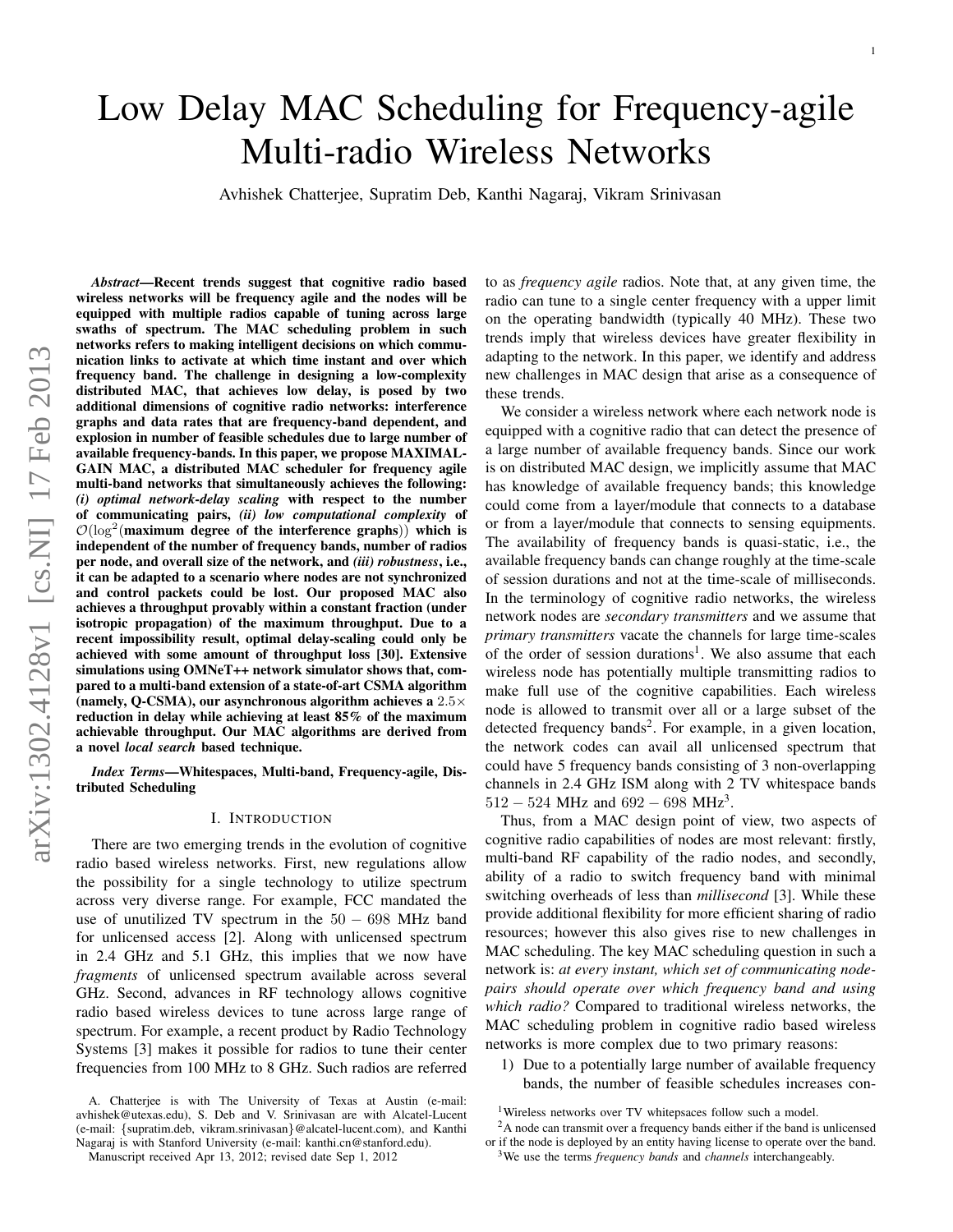# Low Delay MAC Scheduling for Frequency-agile Multi-radio Wireless Networks

Avhishek Chatterjee, Supratim Deb, Kanthi Nagaraj, Vikram Srinivasan

***Abstract*—Recent trends suggest that cognitive radio based wireless networks will be frequency agile and the nodes will be equipped with multiple radios capable of tuning across large swaths of spectrum. The MAC scheduling problem in such networks refers to making intelligent decisions on which communication links to activate at which time instant and over which frequency band. The challenge in designing a low-complexity distributed MAC, that achieves low delay, is posed by two additional dimensions of cognitive radio networks: interference graphs and data rates that are frequency-band dependent, and explosion in number of feasible schedules due to large number of available frequency-bands. In this paper, we propose MAXIMAL-GAIN MAC, a distributed MAC scheduler for frequency agile multi-band networks that simultaneously achieves the following: *(i) optimal network-delay scaling* with respect to the number of communicating pairs, *(ii) low computational complexity* of $\mathcal{O}(\log^2(\textbf{maximum degree of the interference graphs}))$ which is independent of the number of frequency bands, number of radios per node, and overall size of the network, and *(iii) robustness*, i.e., it can be adapted to a scenario where nodes are not synchronized and control packets could be lost. Our proposed MAC also achieves a throughput provably within a constant fraction (under isotropic propagation) of the maximum throughput. Due to a recent impossibility result, optimal delay-scaling could only be achieved with some amount of throughput loss [30]. Extensive simulations using OMNeT++ network simulator shows that, compared to a multi-band extension of a state-of-art CSMA algorithm (namely, Q-CSMA), our asynchronous algorithm achieves a $2.5\times$ reduction in delay while achieving at least 85% of the maximum achievable throughput. Our MAC algorithms are derived from a novel *local search* based technique.**

***Index Terms*—Whitespaces, Multi-band, Frequency-agile, Distributed Scheduling**

## I. Introduction

There are two emerging trends in the evolution of cognitive radio based wireless networks. First, new regulations allow the possibility for a single technology to utilize spectrum across very diverse range. For example, FCC mandated the use of unutilized TV spectrum in the $50-698$ MHz band for unlicensed access [2]. Along with unlicensed spectrum in 2.4 GHz and 5.1 GHz, this implies that we now have *fragments* of unlicensed spectrum available across several GHz. Second, advances in RF technology allows cognitive radio based wireless devices to tune across large range of spectrum. For example, a recent product by Radio Technology Systems [3] makes it possible for radios to tune their center frequencies from 100 MHz to 8 GHz. Such radios are referred to as *frequency agile* radios. Note that, at any given time, the radio can tune to a single center frequency with a upper limit on the operating bandwidth (typically 40 MHz). These two trends imply that wireless devices have greater flexibility in adapting to the network. In this paper, we identify and address new challenges in MAC design that arise as a consequence of these trends.

We consider a wireless network where each network node is equipped with a cognitive radio that can detect the presence of a large number of available frequency bands. Since our work is on distributed MAC design, we implicitly assume that MAC has knowledge of available frequency bands; this knowledge could come from a layer/module that connects to a database or from a layer/module that connects to sensing equipments. The availability of frequency bands is quasi-static, i.e., the available frequency bands can change roughly at the time-scale of session durations and not at the time-scale of milliseconds. In the terminology of cognitive radio networks, the wireless network nodes are *secondary transmitters* and we assume that *primary transmitters* vacate the channels for large time-scales of the order of session durations[1]. We also assume that each wireless node has potentially multiple transmitting radios to make full use of the cognitive capabilities. Each wireless node is allowed to transmit over all or a large subset of the detected frequency bands[2]. For example, in a given location, the network codes can avail all unlicensed spectrum that could have 5 frequency bands consisting of 3 non-overlapping channels in 2.4 GHz ISM along with 2 TV whitespace bands $512-524$ MHz and $692-698$ MHz[3].

Thus, from a MAC design point of view, two aspects of cognitive radio capabilities of nodes are most relevant: firstly, multi-band RF capability of the radio nodes, and secondly, ability of a radio to switch frequency band with minimal switching overheads of less than *millisecond* [3]. While these provide additional flexibility for more efficient sharing of radio resources; however this also gives rise to new challenges in MAC scheduling. The key MAC scheduling question in such a network is: *at every instant, which set of communicating node-pairs should operate over which frequency band and using which radio?* Compared to traditional wireless networks, the MAC scheduling problem in cognitive radio based wireless networks is more complex due to two primary reasons:

1) Due to a potentially large number of available frequency bands, the number of feasible schedules increases con-

---

A. Chatterjee is with The University of Texas at Austin (e-mail: avhishek@utexas.edu), S. Deb and V. Srinivasan are with Alcatel-Lucent (e-mail: {supratim.deb, vikram.srinivasan}@alcatel-lucent.com), and Kanthi Nagaraj is with Stanford University (e-mail: kanthi.cn@stanford.edu).

Manuscript received Apr 13, 2012; revised date Sep 1, 2012

[1] Wireless networks over TV whitepsaces follow such a model.

[2] A node can transmit over a frequency bands either if the band is unlicensed or if the node is deployed by an entity having license to operate over the band.

[3] We use the terms *frequency bands* and *channels* interchangeably.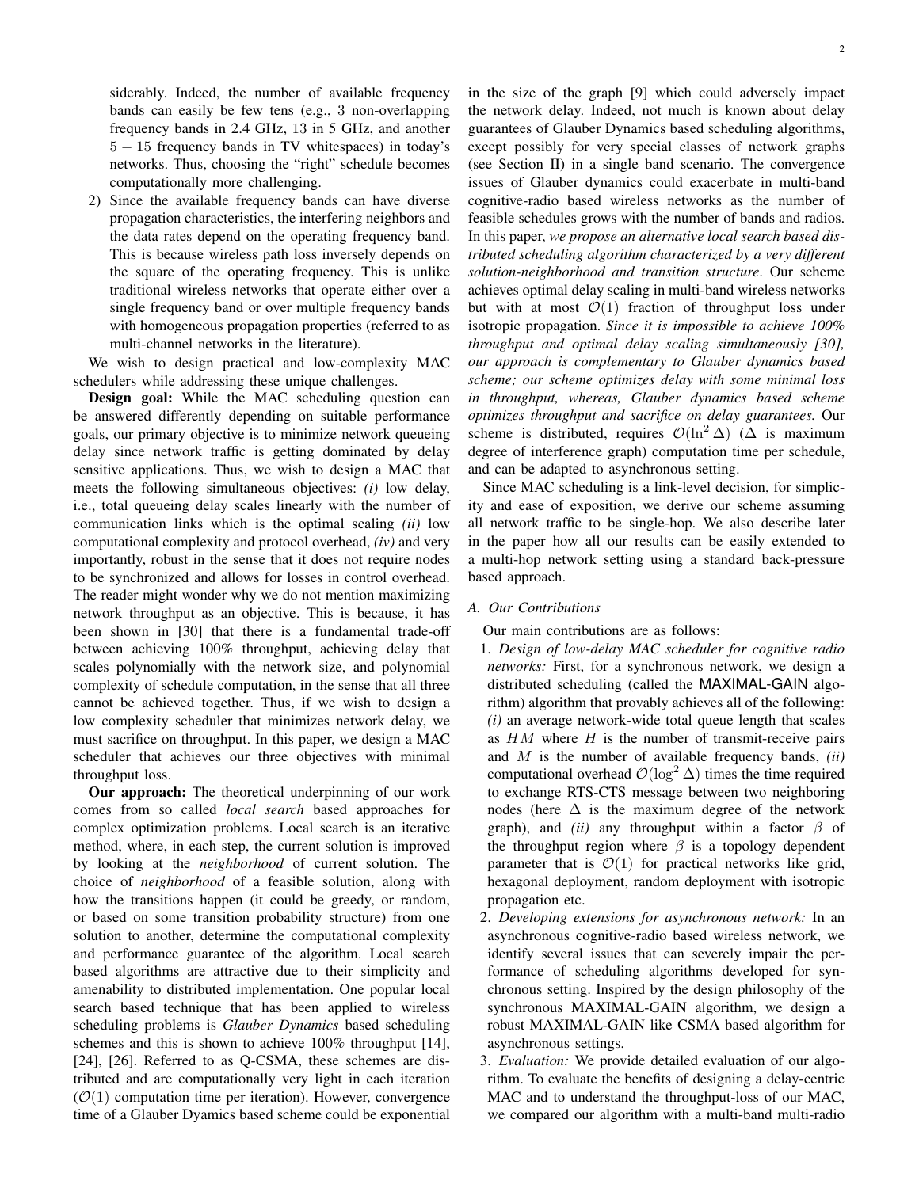siderably. Indeed, the number of available frequency bands can easily be few tens (e.g., 3 non-overlapping frequency bands in 2.4 GHz, 13 in 5 GHz, and another $5-15$ frequency bands in TV whitespaces) in today's networks. Thus, choosing the "right" schedule becomes computationally more challenging.

2) Since the available frequency bands can have diverse propagation characteristics, the interfering neighbors and the data rates depend on the operating frequency band. This is because wireless path loss inversely depends on the square of the operating frequency. This is unlike traditional wireless networks that operate either over a single frequency band or over multiple frequency bands with homogeneous propagation properties (referred to as multi-channel networks in the literature).

We wish to design practical and low-complexity MAC schedulers while addressing these unique challenges.

**Design goal:** While the MAC scheduling question can be answered differently depending on suitable performance goals, our primary objective is to minimize network queueing delay since network traffic is getting dominated by delay sensitive applications. Thus, we wish to design a MAC that meets the following simultaneous objectives: *(i)* low delay, i.e., total queueing delay scales linearly with the number of communication links which is the optimal scaling *(ii)* low computational complexity and protocol overhead, *(iv)* and very importantly, robust in the sense that it does not require nodes to be synchronized and allows for losses in control overhead. The reader might wonder why we do not mention maximizing network throughput as an objective. This is because, it has been shown in [30] that there is a fundamental trade-off between achieving 100% throughput, achieving delay that scales polynomially with the network size, and polynomial complexity of schedule computation, in the sense that all three cannot be achieved together. Thus, if we wish to design a low complexity scheduler that minimizes network delay, we must sacrifice on throughput. In this paper, we design a MAC scheduler that achieves our three objectives with minimal throughput loss.

**Our approach:** The theoretical underpinning of our work comes from so called *local search* based approaches for complex optimization problems. Local search is an iterative method, where, in each step, the current solution is improved by looking at the *neighborhood* of current solution. The choice of *neighborhood* of a feasible solution, along with how the transitions happen (it could be greedy, or random, or based on some transition probability structure) from one solution to another, determine the computational complexity and performance guarantee of the algorithm. Local search based algorithms are attractive due to their simplicity and amenability to distributed implementation. One popular local search based technique that has been applied to wireless scheduling problems is *Glauber Dynamics* based scheduling schemes and this is shown to achieve 100% throughput [14], [24], [26]. Referred to as Q-CSMA, these schemes are distributed and are computationally very light in each iteration ($\mathcal{O}(1)$ computation time per iteration). However, convergence time of a Glauber Dyamics based scheme could be exponential in the size of the graph [9] which could adversely impact the network delay. Indeed, not much is known about delay guarantees of Glauber Dynamics based scheduling algorithms, except possibly for very special classes of network graphs (see Section II) in a single band scenario. The convergence issues of Glauber dynamics could exacerbate in multi-band cognitive-radio based wireless networks as the number of feasible schedules grows with the number of bands and radios. In this paper, *we propose an alternative local search based distributed scheduling algorithm characterized by a very different solution-neighborhood and transition structure*. Our scheme achieves optimal delay scaling in multi-band wireless networks but with at most $\mathcal{O}(1)$ fraction of throughput loss under isotropic propagation. *Since it is impossible to achieve 100% throughput and optimal delay scaling simultaneously [30], our approach is complementary to Glauber dynamics based scheme; our scheme optimizes delay with some minimal loss in throughput, whereas, Glauber dynamics based scheme optimizes throughput and sacrifice on delay guarantees.* Our scheme is distributed, requires $\mathcal{O}(\ln^2 \Delta)$ ($\Delta$ is maximum degree of interference graph) computation time per schedule, and can be adapted to asynchronous setting.

Since MAC scheduling is a link-level decision, for simplicity and ease of exposition, we derive our scheme assuming all network traffic to be single-hop. We also describe later in the paper how all our results can be easily extended to a multi-hop network setting using a standard back-pressure based approach.

### A. Our Contributions

Our main contributions are as follows:

1. *Design of low-delay MAC scheduler for cognitive radio networks:* First, for a synchronous network, we design a distributed scheduling (called the MAXIMAL-GAIN algorithm) algorithm that provably achieves all of the following: *(i)* an average network-wide total queue length that scales as $HM$ where $H$ is the number of transmit-receive pairs and $M$ is the number of available frequency bands, *(ii)* computational overhead $\mathcal{O}(\log^2 \Delta)$ times the time required to exchange RTS-CTS message between two neighboring nodes (here $\Delta$ is the maximum degree of the network graph), and *(ii)* any throughput within a factor $\beta$ of the throughput region where $\beta$ is a topology dependent parameter that is $\mathcal{O}(1)$ for practical networks like grid, hexagonal deployment, random deployment with isotropic propagation etc.
2. *Developing extensions for asynchronous network:* In an asynchronous cognitive-radio based wireless network, we identify several issues that can severely impair the performance of scheduling algorithms developed for synchronous setting. Inspired by the design philosophy of the synchronous MAXIMAL-GAIN algorithm, we design a robust MAXIMAL-GAIN like CSMA based algorithm for asynchronous settings.
3. *Evaluation:* We provide detailed evaluation of our algorithm. To evaluate the benefits of designing a delay-centric MAC and to understand the throughput-loss of our MAC, we compared our algorithm with a multi-band multi-radio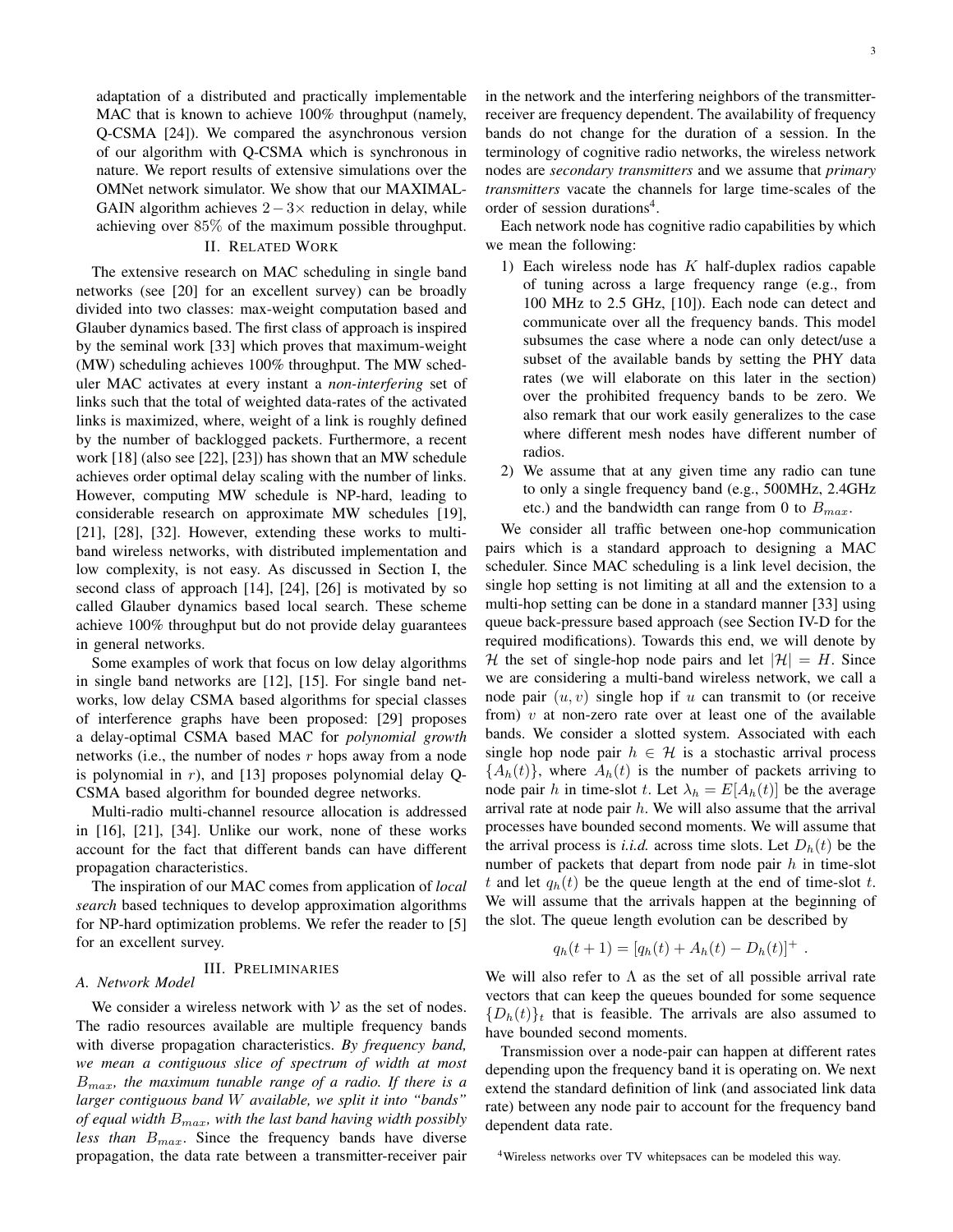adaptation of a distributed and practically implementable MAC that is known to achieve 100% throughput (namely, Q-CSMA [24]). We compared the asynchronous version of our algorithm with Q-CSMA which is synchronous in nature. We report results of extensive simulations over the OMNet network simulator. We show that our MAXIMAL-GAIN algorithm achieves $2-3\times$ reduction in delay, while achieving over $85\%$ of the maximum possible throughput.

## II. Related Work

The extensive research on MAC scheduling in single band networks (see [20] for an excellent survey) can be broadly divided into two classes: max-weight computation based and Glauber dynamics based. The first class of approach is inspired by the seminal work [33] which proves that maximum-weight (MW) scheduling achieves 100% throughput. The MW scheduler MAC activates at every instant a *non-interfering* set of links such that the total of weighted data-rates of the activated links is maximized, where, weight of a link is roughly defined by the number of backlogged packets. Furthermore, a recent work [18] (also see [22], [23]) has shown that an MW schedule achieves order optimal delay scaling with the number of links. However, computing MW schedule is NP-hard, leading to considerable research on approximate MW schedules [19], [21], [28], [32]. However, extending these works to multi-band wireless networks, with distributed implementation and low complexity, is not easy. As discussed in Section I, the second class of approach [14], [24], [26] is motivated by so called Glauber dynamics based local search. These scheme achieve 100% throughput but do not provide delay guarantees in general networks.

Some examples of work that focus on low delay algorithms in single band networks are [12], [15]. For single band networks, low delay CSMA based algorithms for special classes of interference graphs have been proposed: [29] proposes a delay-optimal CSMA based MAC for *polynomial growth* networks (i.e., the number of nodes $r$ hops away from a node is polynomial in $r$), and [13] proposes polynomial delay Q-CSMA based algorithm for bounded degree networks.

Multi-radio multi-channel resource allocation is addressed in [16], [21], [34]. Unlike our work, none of these works account for the fact that different bands can have different propagation characteristics.

The inspiration of our MAC comes from application of *local search* based techniques to develop approximation algorithms for NP-hard optimization problems. We refer the reader to [5] for an excellent survey.

## III. Preliminaries

### A. Network Model

We consider a wireless network with $\mathcal{V}$ as the set of nodes. The radio resources available are multiple frequency bands with diverse propagation characteristics. *By frequency band, we mean a contiguous slice of spectrum of width at most $B_{max}$, the maximum tunable range of a radio. If there is a larger contiguous band $W$ available, we split it into "bands" of equal width $B_{max}$, with the last band having width possibly less than $B_{max}$.* Since the frequency bands have diverse propagation, the data rate between a transmitter-receiver pair in the network and the interfering neighbors of the transmitter-receiver are frequency dependent. The availability of frequency bands do not change for the duration of a session. In the terminology of cognitive radio networks, the wireless network nodes are *secondary transmitters* and we assume that *primary transmitters* vacate the channels for large time-scales of the order of session durations[4].

Each network node has cognitive radio capabilities by which we mean the following:

1) Each wireless node has $K$ half-duplex radios capable of tuning across a large frequency range (e.g., from 100 MHz to 2.5 GHz, [10]). Each node can detect and communicate over all the frequency bands. This model subsumes the case where a node can only detect/use a subset of the available bands by setting the PHY data rates (we will elaborate on this later in the section) over the prohibited frequency bands to be zero. We also remark that our work easily generalizes to the case where different mesh nodes have different number of radios.
2) We assume that at any given time any radio can tune to only a single frequency band (e.g., 500MHz, 2.4GHz etc.) and the bandwidth can range from 0 to $B_{max}$.

We consider all traffic between one-hop communication pairs which is a standard approach to designing a MAC scheduler. Since MAC scheduling is a link level decision, the single hop setting is not limiting at all and the extension to a multi-hop setting can be done in a standard manner [33] using queue back-pressure based approach (see Section IV-D for the required modifications). Towards this end, we will denote by $\mathcal{H}$ the set of single-hop node pairs and let $|\mathcal{H}| = H$. Since we are considering a multi-band wireless network, we call a node pair $(u, v)$ single hop if $u$ can transmit to (or receive from) $v$ at non-zero rate over at least one of the available bands. We consider a slotted system. Associated with each single hop node pair $h \in \mathcal{H}$ is a stochastic arrival process $\{A_h(t)\}$, where $A_h(t)$ is the number of packets arriving to node pair $h$ in time-slot $t$. Let $\lambda_h = E[A_h(t)]$ be the average arrival rate at node pair $h$. We will also assume that the arrival processes have bounded second moments. We will assume that the arrival process is *i.i.d.* across time slots. Let $D_h(t)$ be the number of packets that depart from node pair $h$ in time-slot $t$ and let $q_h(t)$ be the queue length at the end of time-slot $t$. We will assume that the arrivals happen at the beginning of the slot. The queue length evolution can be described by

$$q_h(t+1) = [q_h(t) + A_h(t) - D_h(t)]^+ \ .$$

We will also refer to $\Lambda$ as the set of all possible arrival rate vectors that can keep the queues bounded for some sequence $\{D_h(t)\}_t$ that is feasible. The arrivals are also assumed to have bounded second moments.

Transmission over a node-pair can happen at different rates depending upon the frequency band it is operating on. We next extend the standard definition of link (and associated link data rate) between any node pair to account for the frequency band dependent data rate.

[4] Wireless networks over TV whitespaces can be modeled this way.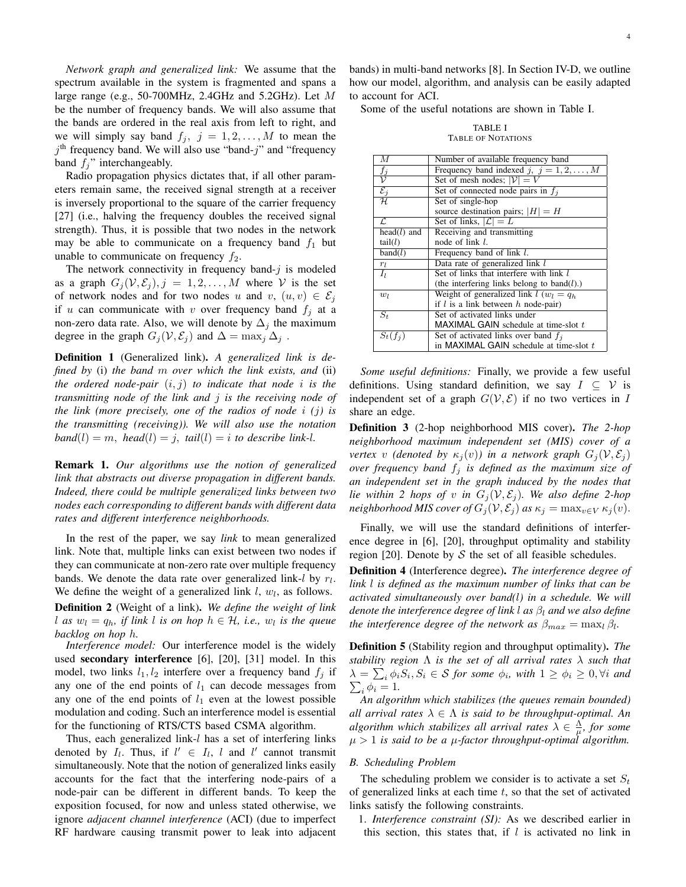*Network graph and generalized link:* We assume that the spectrum available in the system is fragmented and spans a large range (e.g., 50-700MHz, 2.4GHz and 5.2GHz). Let $M$ be the number of frequency bands. We will also assume that the bands are ordered in the real axis from left to right, and we will simply say band $f_j,\ j = 1, 2, \ldots, M$ to mean the $j^{\text{th}}$ frequency band. We will also use "band-$j$" and "frequency band $f_j$" interchangeably.

Radio propagation physics dictates that, if all other parameters remain same, the received signal strength at a receiver is inversely proportional to the square of the carrier frequency [27] (i.e., halving the frequency doubles the received signal strength). Thus, it is possible that two nodes in the network may be able to communicate on a frequency band $f_1$ but unable to communicate on frequency $f_2$.

The network connectivity in frequency band-$j$ is modeled as a graph $G_j(\mathcal{V}, \mathcal{E}_j), j = 1, 2, \ldots, M$ where $\mathcal{V}$ is the set of network nodes and for two nodes $u$ and $v$, $(u, v) \in \mathcal{E}_j$ if $u$ can communicate with $v$ over frequency band $f_j$ at a non-zero data rate. Also, we will denote by $\Delta_j$ the maximum degree in the graph $G_j(\mathcal{V}, \mathcal{E}_j)$ and $\Delta = \max_j \Delta_j$ .

**Definition 1** (Generalized link). *A generalized link is defined by* (i) *the band $m$ over which the link exists, and* (ii) *the ordered node-pair $(i, j)$ to indicate that node $i$ is the transmitting node of the link and $j$ is the receiving node of the link (more precisely, one of the radios of node $i$ ($j$) is the transmitting (receiving)). We will also use the notation band$(l) = m$, head$(l) = j$, tail$(l) = i$ to describe link-$l$.*

**Remark 1.** *Our algorithms use the notion of generalized link that abstracts out diverse propagation in different bands. Indeed, there could be multiple generalized links between two nodes each corresponding to different bands with different data rates and different interference neighborhoods.*

In the rest of the paper, we say *link* to mean generalized link. Note that, multiple links can exist between two nodes if they can communicate at non-zero rate over multiple frequency bands. We denote the data rate over generalized link-$l$ by $r_l$. We define the weight of a generalized link $l$, $w_l$, as follows.

**Definition 2** (Weight of a link). *We define the weight of link $l$ as $w_l = q_h$, if link $l$ is on hop $h \in \mathcal{H}$, i.e., $w_l$ is the queue backlog on hop $h$.*

*Interference model:* Our interference model is the widely used **secondary interference** [6], [20], [31] model. In this model, two links $l_1, l_2$ interfere over a frequency band $f_j$ if any one of the end points of $l_1$ can decode messages from any one of the end points of $l_1$ even at the lowest possible modulation and coding. Such an interference model is essential for the functioning of RTS/CTS based CSMA algorithm.

Thus, each generalized link-$l$ has a set of interfering links denoted by $I_l$. Thus, if $l' \in I_l$, $l$ and $l'$ cannot transmit simultaneously. Note that the notion of generalized links easily accounts for the fact that the interfering node-pairs of a node-pair can be different in different bands. To keep the exposition focused, for now and unless stated otherwise, we ignore *adjacent channel interference* (ACI) (due to imperfect RF hardware causing transmit power to leak into adjacent bands) in multi-band networks [8]. In Section IV-D, we outline how our model, algorithm, and analysis can be easily adapted to account for ACI.

Some of the useful notations are shown in Table I.

TABLE I
TABLE OF NOTATIONS

| | |
|---|---|
| $M$ | Number of available frequency band |
| $f_j$ | Frequency band indexed $j$, $j = 1, 2, \ldots, M$ |
| $\mathcal{V}$ | Set of mesh nodes; $\lvert\mathcal{V}\rvert = V$ |
| $\mathcal{E}_j$ | Set of connected node pairs in $f_j$ |
| $\mathcal{H}$ | Set of single-hop source destination pairs; $\lvert H\rvert = H$ |
| $\mathcal{L}$ | Set of links, $\lvert\mathcal{L}\rvert = L$ |
| head$(l)$ and tail$(l)$ | Receiving and transmitting node of link $l$. |
| band$(l)$ | Frequency band of link $l$. |
| $r_l$ | Data rate of generalized link $l$ |
| $I_l$ | Set of links that interfere with link $l$ (the interfering links belong to band$(l)$.) |
| $w_l$ | Weight of generalized link $l$ ($w_l = q_h$ if $l$ is a link between $h$ node-pair) |
| $S_t$ | Set of activated links under MAXIMAL GAIN schedule at time-slot $t$ |
| $S_t(f_j)$ | Set of activated links over band $f_j$ in MAXIMAL GAIN schedule at time-slot $t$ |

*Some useful definitions:* Finally, we provide a few useful definitions. Using standard definition, we say $I \subseteq \mathcal{V}$ is independent set of a graph $G(\mathcal{V}, \mathcal{E})$ if no two vertices in $I$ share an edge.

**Definition 3** (2-hop neighborhood MIS cover). *The 2-hop neighborhood maximum independent set (MIS) cover of a vertex $v$ (denoted by $\kappa_j(v)$) in a network graph $G_j(\mathcal{V}, \mathcal{E}_j)$ over frequency band $f_j$ is defined as the maximum size of an independent set in the graph induced by the nodes that lie within 2 hops of $v$ in $G_j(\mathcal{V}, \mathcal{E}_j)$. We also define 2-hop neighborhood MIS cover of $G_j(\mathcal{V}, \mathcal{E}_j)$ as $\kappa_j = \max_{v \in V} \kappa_j(v)$.*

Finally, we will use the standard definitions of interference degree in [6], [20], throughput optimality and stability region [20]. Denote by $\mathcal{S}$ the set of all feasible schedules.

**Definition 4** (Interference degree). *The interference degree of link $l$ is defined as the maximum number of links that can be activated simultaneously over band$(l)$ in a schedule. We will denote the interference degree of link $l$ as $\beta_l$ and we also define the interference degree of the network as $\beta_{max} = \max_l \beta_l$.*

**Definition 5** (Stability region and throughput optimality). *The stability region $\Lambda$ is the set of all arrival rates $\lambda$ such that $\lambda = \sum_i \phi_i S_i, S_i \in \mathcal{S}$ for some $\phi_i$, with $1 \geq \phi_i \geq 0, \forall i$ and $\sum_i \phi_i = 1$.*

*An algorithm which stabilizes (the queues remain bounded) all arrival rates $\lambda \in \Lambda$ is said to be throughput-optimal. An algorithm which stabilizes all arrival rates $\lambda \in \frac{\Lambda}{\mu}$, for some $\mu > 1$ is said to be a $\mu$-factor throughput-optimal algorithm.*

### B. Scheduling Problem

The scheduling problem we consider is to activate a set $S_t$ of generalized links at each time $t$, so that the set of activated links satisfy the following constraints.

1. *Interference constraint (SI):* As we described earlier in this section, this states that, if $l$ is activated no link in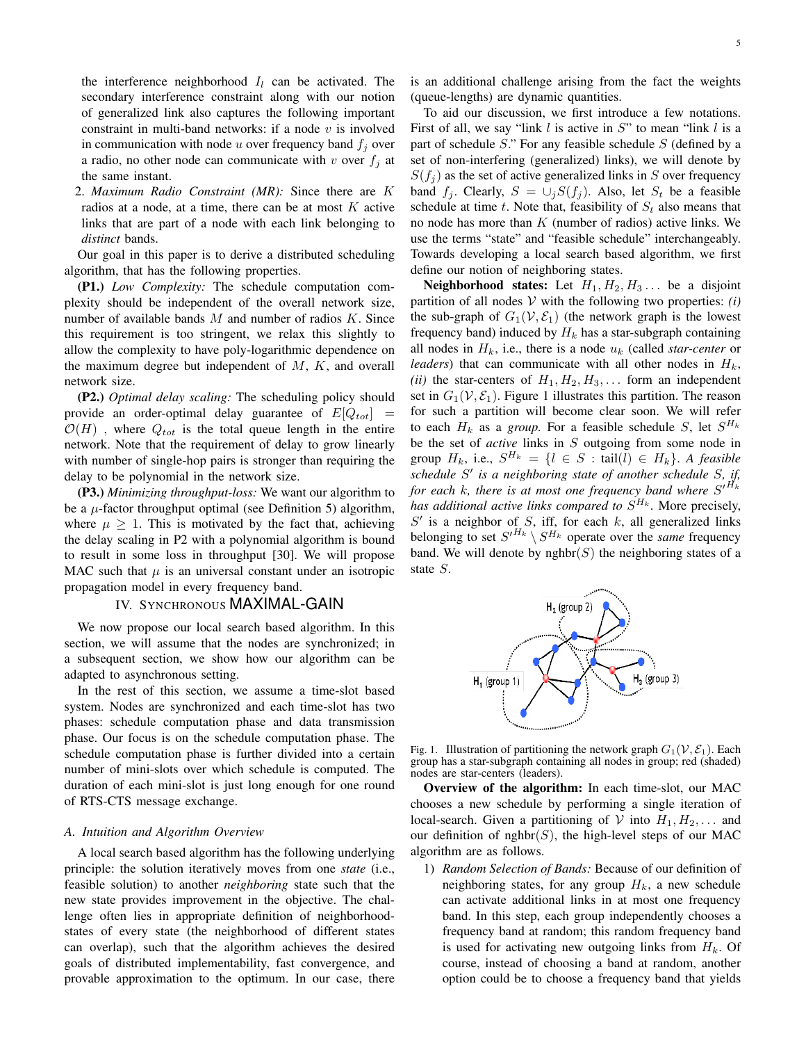the interference neighborhood $I_l$ can be activated. The secondary interference constraint along with our notion of generalized link also captures the following important constraint in multi-band networks: if a node $v$ is involved in communication with node $u$ over frequency band $f_j$ over a radio, no other node can communicate with $v$ over $f_j$ at the same instant.

2. *Maximum Radio Constraint (MR):* Since there are $K$ radios at a node, at a time, there can be at most $K$ active links that are part of a node with each link belonging to *distinct* bands.

Our goal in this paper is to derive a distributed scheduling algorithm, that has the following properties.

**(P1.)** *Low Complexity:* The schedule computation complexity should be independent of the overall network size, number of available bands $M$ and number of radios $K$. Since this requirement is too stringent, we relax this slightly to allow the complexity to have poly-logarithmic dependence on the maximum degree but independent of $M$, $K$, and overall network size.

**(P2.)** *Optimal delay scaling:* The scheduling policy should provide an order-optimal delay guarantee of $E[Q_{tot}] = \mathcal{O}(H)$ , where $Q_{tot}$ is the total queue length in the entire network. Note that the requirement of delay to grow linearly with number of single-hop pairs is stronger than requiring the delay to be polynomial in the network size.

**(P3.)** *Minimizing throughput-loss:* We want our algorithm to be a $\mu$-factor throughput optimal (see Definition 5) algorithm, where $\mu \geq 1$. This is motivated by the fact that, achieving the delay scaling in P2 with a polynomial algorithm is bound to result in some loss in throughput [30]. We will propose MAC such that $\mu$ is an universal constant under an isotropic propagation model in every frequency band.

## IV. Synchronous MAXIMAL-GAIN

We now propose our local search based algorithm. In this section, we will assume that the nodes are synchronized; in a subsequent section, we show how our algorithm can be adapted to asynchronous setting.

In the rest of this section, we assume a time-slot based system. Nodes are synchronized and each time-slot has two phases: schedule computation phase and data transmission phase. Our focus is on the schedule computation phase. The schedule computation phase is further divided into a certain number of mini-slots over which schedule is computed. The duration of each mini-slot is just long enough for one round of RTS-CTS message exchange.

### A. Intuition and Algorithm Overview

A local search based algorithm has the following underlying principle: the solution iteratively moves from one *state* (i.e., feasible solution) to another *neighboring* state such that the new state provides improvement in the objective. The challenge often lies in appropriate definition of neighborhood-states of every state (the neighborhood of different states can overlap), such that the algorithm achieves the desired goals of distributed implementability, fast convergence, and provable approximation to the optimum. In our case, there is an additional challenge arising from the fact the weights (queue-lengths) are dynamic quantities.

To aid our discussion, we first introduce a few notations. First of all, we say "link $l$ is active in $S$" to mean "link $l$ is a part of schedule $S$." For any feasible schedule $S$ (defined by a set of non-interfering (generalized) links), we will denote by $S(f_j)$ as the set of active generalized links in $S$ over frequency band $f_j$. Clearly, $S = \cup_j S(f_j)$. Also, let $S_t$ be a feasible schedule at time $t$. Note that, feasibility of $S_t$ also means that no node has more than $K$ (number of radios) active links. We use the terms "state" and "feasible schedule" interchangeably. Towards developing a local search based algorithm, we first define our notion of neighboring states.

**Neighborhood states:** Let $H_1, H_2, H_3 \ldots$ be a disjoint partition of all nodes $\mathcal{V}$ with the following two properties: *(i)* the sub-graph of $G_1(\mathcal{V}, \mathcal{E}_1)$ (the network graph is the lowest frequency band) induced by $H_k$ has a star-subgraph containing all nodes in $H_k$, i.e., there is a node $u_k$ (called *star-center* or *leaders*) that can communicate with all other nodes in $H_k$, *(ii)* the star-centers of $H_1, H_2, H_3, \ldots$ form an independent set in $G_1(\mathcal{V}, \mathcal{E}_1)$. Figure 1 illustrates this partition. The reason for such a partition will become clear soon. We will refer to each $H_k$ as a *group*. For a feasible schedule $S$, let $S^{H_k}$ be the set of *active* links in $S$ outgoing from some node in group $H_k$, i.e., $S^{H_k} = \{l \in S : \text{tail}(l) \in H_k\}$. *A feasible schedule $S'$ is a neighboring state of another schedule $S$, if, for each $k$, there is at most one frequency band where $S'^{H_k}$ has additional active links compared to $S^{H_k}$.* More precisely, $S'$ is a neighbor of $S$, iff, for each $k$, all generalized links belonging to set $S'^{H_k} \setminus S^{H_k}$ operate over the *same* frequency band. We will denote by nghbr$(S)$ the neighboring states of a state $S$.

Fig. 1. Illustration of partitioning the network graph $G_1(\mathcal{V}, \mathcal{E}_1)$. Each group has a star-subgraph containing all nodes in group; red (shaded) nodes are star-centers (leaders).

**Overview of the algorithm:** In each time-slot, our MAC chooses a new schedule by performing a single iteration of local-search. Given a partitioning of $\mathcal{V}$ into $H_1, H_2, \ldots$ and our definition of nghbr$(S)$, the high-level steps of our MAC algorithm are as follows.

1) *Random Selection of Bands:* Because of our definition of neighboring states, for any group $H_k$, a new schedule can activate additional links in at most one frequency band. In this step, each group independently chooses a frequency band at random; this random frequency band is used for activating new outgoing links from $H_k$. Of course, instead of choosing a band at random, another option could be to choose a frequency band that yields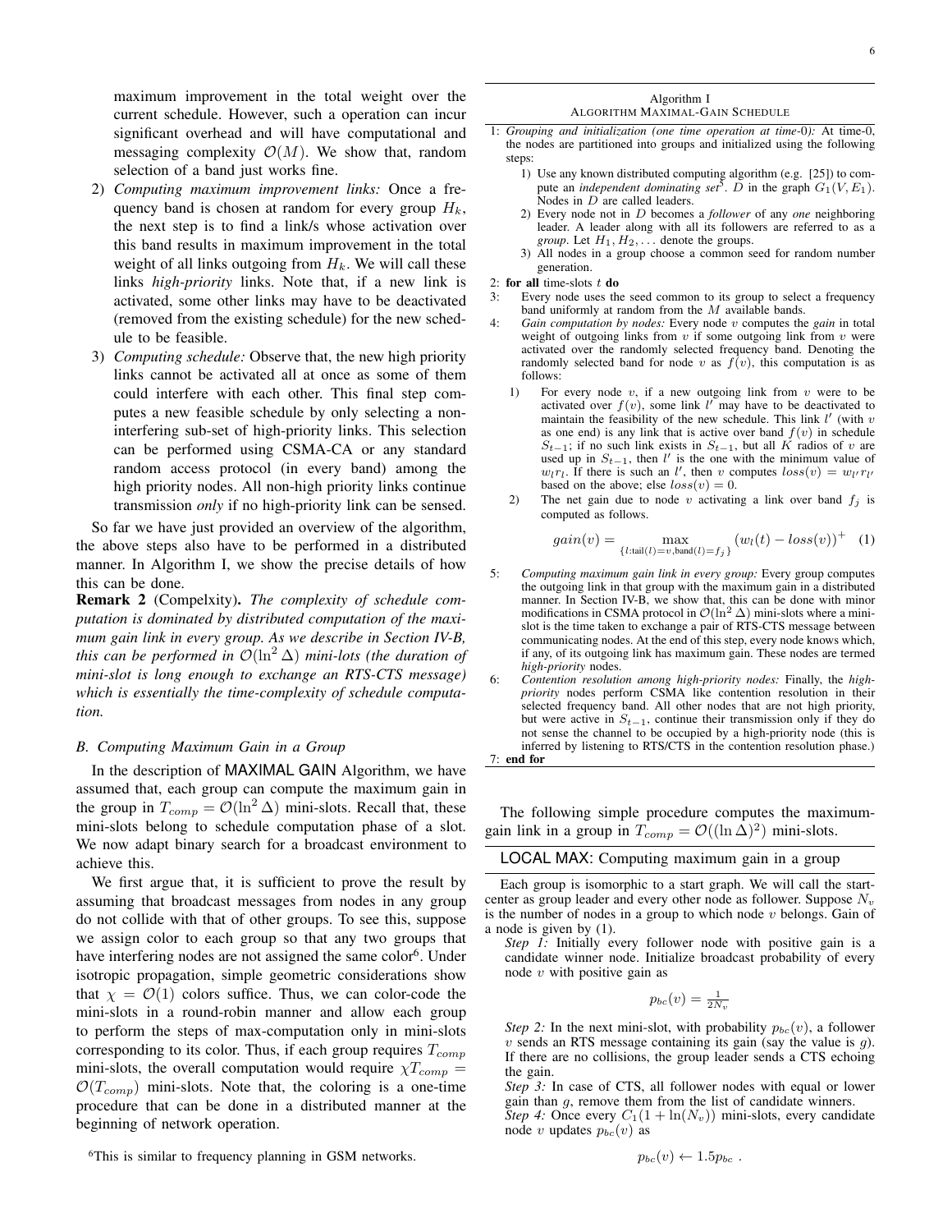maximum improvement in the total weight over the current schedule. However, such a operation can incur significant overhead and will have computational and messaging complexity $\mathcal{O}(M)$. We show that, random selection of a band just works fine.

2) *Computing maximum improvement links:* Once a frequency band is chosen at random for every group $H_k$, the next step is to find a link/s whose activation over this band results in maximum improvement in the total weight of all links outgoing from $H_k$. We will call these links *high-priority* links. Note that, if a new link is activated, some other links may have to be deactivated (removed from the existing schedule) for the new schedule to be feasible.
3) *Computing schedule:* Observe that, the new high priority links cannot be activated all at once as some of them could interfere with each other. This final step computes a new feasible schedule by only selecting a non-interfering sub-set of high-priority links. This selection can be performed using CSMA-CA or any standard random access protocol (in every band) among the high priority nodes. All non-high priority links continue transmission *only* if no high-priority link can be sensed.

So far we have just provided an overview of the algorithm, the above steps also have to be performed in a distributed manner. In Algorithm I, we show the precise details of how this can be done.

**Remark 2** (Compelxity). *The complexity of schedule computation is dominated by distributed computation of the maximum gain link in every group. As we describe in Section IV-B, this can be performed in $\mathcal{O}(\ln^2 \Delta)$ mini-lots (the duration of mini-slot is long enough to exchange an RTS-CTS message) which is essentially the time-complexity of schedule computation.*

### B. Computing Maximum Gain in a Group

In the description of MAXIMAL GAIN Algorithm, we have assumed that, each group can compute the maximum gain in the group in $T_{comp} = \mathcal{O}(\ln^2 \Delta)$ mini-slots. Recall that, these mini-slots belong to schedule computation phase of a slot. We now adapt binary search for a broadcast environment to achieve this.

We first argue that, it is sufficient to prove the result by assuming that broadcast messages from nodes in any group do not collide with that of other groups. To see this, suppose we assign color to each group so that any two groups that have interfering nodes are not assigned the same color[6]. Under isotropic propagation, simple geometric considerations show that $\chi = \mathcal{O}(1)$ colors suffice. Thus, we can color-code the mini-slots in a round-robin manner and allow each group to perform the steps of max-computation only in mini-slots corresponding to its color. Thus, if each group requires $T_{comp}$ mini-slots, the overall computation would require $\chi T_{comp} = \mathcal{O}(T_{comp})$ mini-slots. Note that, the coloring is a one-time procedure that can be done in a distributed manner at the beginning of network operation.

[6]This is similar to frequency planning in GSM networks.

---

Algorithm I
ALGORITHM MAXIMAL-GAIN SCHEDULE

1: *Grouping and initialization (one time operation at time-0):* At time-0, the nodes are partitioned into groups and initialized using the following steps:
   1) Use any known distributed computing algorithm (e.g. [25]) to compute an *independent dominating set*[5]. $D$ in the graph $G_1(V, E_1)$. Nodes in $D$ are called leaders.
   2) Every node not in $D$ becomes a *follower* of any *one* neighboring leader. A leader along with all its followers are referred to as a *group*. Let $H_1, H_2, \ldots$ denote the groups.
   3) All nodes in a group choose a common seed for random number generation.

2: **for all** time-slots $t$ **do**

3: Every node uses the seed common to its group to select a frequency band uniformly at random from the $M$ available bands.

4: *Gain computation by nodes:* Every node $v$ computes the *gain* in total weight of outgoing links from $v$ if some outgoing link from $v$ were activated over the randomly selected frequency band. Denoting the randomly selected band for node $v$ as $f(v)$, this computation is as follows:
   1) For every node $v$, if a new outgoing link from $v$ were to be activated over $f(v)$, some link $l'$ may have to be deactivated to maintain the feasibility of the new schedule. This link $l'$ (with $v$ as one end) is any link that is active over band $f(v)$ in schedule $S_{t-1}$; if no such link exists in $S_{t-1}$, but all $K$ radios of $v$ are used up in $S_{t-1}$, then $l'$ is the one with the minimum value of $w_l r_l$. If there is such an $l'$, then $v$ computes $loss(v) = w_{l'} r_{l'}$ based on the above; else $loss(v) = 0$.
   2) The net gain due to node $v$ activating a link over band $f_j$ is computed as follows.
   $$gain(v) = \max_{\{l:\text{tail}(l)=v,\text{band}(l)=f_j\}} (w_l(t) - loss(v))^+ \quad (1)$$

5: *Computing maximum gain link in every group:* Every group computes the outgoing link in that group with the maximum gain in a distributed manner. In Section IV-B, we show that, this can be done with minor modifications in CSMA protocol in $\mathcal{O}(\ln^2 \Delta)$ mini-slots where a mini-slot is the time taken to exchange a pair of RTS-CTS message between communicating nodes. At the end of this step, every node knows which, if any, of its outgoing link has maximum gain. These nodes are termed *high-priority* nodes.

6: *Contention resolution among high-priority nodes:* Finally, the *high-priority* nodes perform CSMA like contention resolution in their selected frequency band. All other nodes that are not high priority, but were active in $S_{t-1}$, continue their transmission only if they do not sense the channel to be occupied by a high-priority node (this is inferred by listening to RTS/CTS in the contention resolution phase.)

7: **end for**

---

The following simple procedure computes the maximum-gain link in a group in $T_{comp} = \mathcal{O}((\ln \Delta)^2)$ mini-slots.

---

LOCAL MAX: Computing maximum gain in a group

---

Each group is isomorphic to a start graph. We will call the start-center as group leader and every other node as follower. Suppose $N_v$ is the number of nodes in a group to which node $v$ belongs. Gain of a node is given by (1).

*Step 1:* Initially every follower node with positive gain is a candidate winner node. Initialize broadcast probability of every node $v$ with positive gain as

$$p_{bc}(v) = \tfrac{1}{2N_v}$$

*Step 2:* In the next mini-slot, with probability $p_{bc}(v)$, a follower $v$ sends an RTS message containing its gain (say the value is $g$). If there are no collisions, the group leader sends a CTS echoing the gain.

*Step 3:* In case of CTS, all follower nodes with equal or lower gain than $g$, remove them from the list of candidate winners.

*Step 4:* Once every $C_1(1 + \ln(N_v))$ mini-slots, every candidate node $v$ updates $p_{bc}(v)$ as

$$p_{bc}(v) \leftarrow 1.5 p_{bc} \ .$$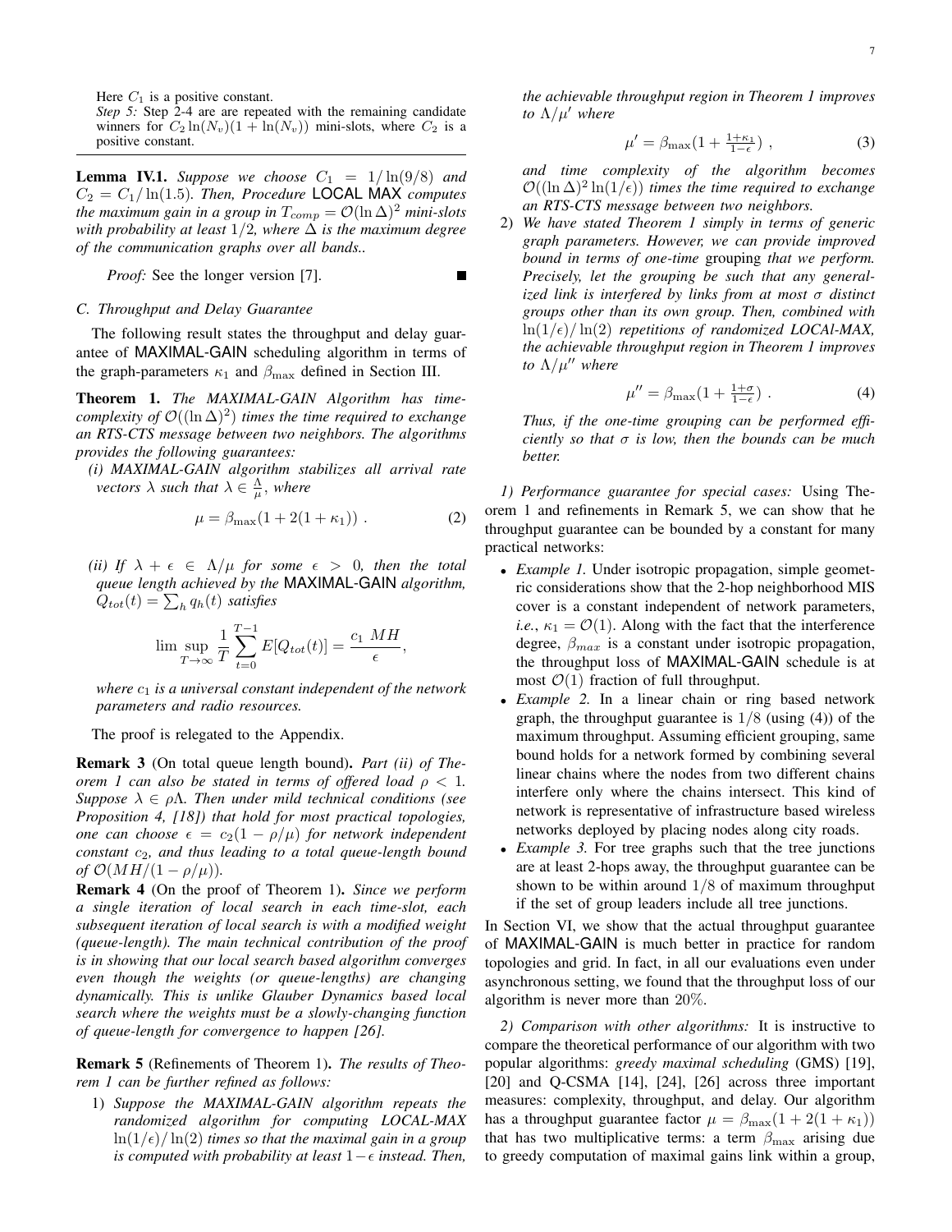Here $C_1$ is a positive constant.

*Step 5:* Step 2-4 are are repeated with the remaining candidate winners for $C_2 \ln(N_v)(1 + \ln(N_v))$ mini-slots, where $C_2$ is a positive constant.

---

**Lemma IV.1.** *Suppose we choose $C_1 = 1/\ln(9/8)$ and $C_2 = C_1/\ln(1.5)$. Then, Procedure* LOCAL MAX *computes the maximum gain in a group in $T_{comp} = \mathcal{O}(\ln \Delta)^2$ mini-slots with probability at least $1/2$, where $\Delta$ is the maximum degree of the communication graphs over all bands..*

*Proof:* See the longer version [7]. ■

### C. Throughput and Delay Guarantee

The following result states the throughput and delay guarantee of MAXIMAL-GAIN scheduling algorithm in terms of the graph-parameters $\kappa_1$ and $\beta_{\max}$ defined in Section III.

**Theorem 1.** *The MAXIMAL-GAIN Algorithm has time-complexity of $\mathcal{O}((\ln \Delta)^2)$ times the time required to exchange an RTS-CTS message between two neighbors. The algorithms provides the following guarantees:*

*(i) MAXIMAL-GAIN algorithm stabilizes all arrival rate vectors $\lambda$ such that $\lambda \in \frac{\Lambda}{\mu}$, where*

$$\mu = \beta_{\max}(1 + 2(1 + \kappa_1)) \ . \tag{2}$$

*(ii) If $\lambda + \epsilon \in \Lambda/\mu$ for some $\epsilon > 0$, then the total queue length achieved by the* MAXIMAL-GAIN *algorithm, $Q_{tot}(t) = \sum_h q_h(t)$ satisfies*

$$\limsup_{T \to \infty} \frac{1}{T} \sum_{t=0}^{T-1} E[Q_{tot}(t)] = \frac{c_1 \ MH}{\epsilon},$$

*where $c_1$ is a universal constant independent of the network parameters and radio resources.*

The proof is relegated to the Appendix.

**Remark 3** (On total queue length bound)**.** *Part (ii) of Theorem 1 can also be stated in terms of offered load $\rho < 1$. Suppose $\lambda \in \rho\Lambda$. Then under mild technical conditions (see Proposition 4, [18]) that hold for most practical topologies, one can choose $\epsilon = c_2(1 - \rho/\mu)$ for network independent constant $c_2$, and thus leading to a total queue-length bound of $\mathcal{O}(MH/(1 - \rho/\mu))$.*

**Remark 4** (On the proof of Theorem 1)**.** *Since we perform a single iteration of local search in each time-slot, each subsequent iteration of local search is with a modified weight (queue-length). The main technical contribution of the proof is in showing that our local search based algorithm converges even though the weights (or queue-lengths) are changing dynamically. This is unlike Glauber Dynamics based local search where the weights must be a slowly-changing function of queue-length for convergence to happen [26].*

**Remark 5** (Refinements of Theorem 1)**.** *The results of Theorem 1 can be further refined as follows:*

1) *Suppose the MAXIMAL-GAIN algorithm repeats the randomized algorithm for computing LOCAL-MAX $\ln(1/\epsilon)/\ln(2)$ times so that the maximal gain in a group is computed with probability at least $1-\epsilon$ instead. Then, the achievable throughput region in Theorem 1 improves to $\Lambda/\mu'$ where*

$$\mu' = \beta_{\max}(1 + \tfrac{1+\kappa_1}{1-\epsilon}) \ , \tag{3}$$

*and time complexity of the algorithm becomes $\mathcal{O}((\ln \Delta)^2 \ln(1/\epsilon))$ times the time required to exchange an RTS-CTS message between two neighbors.*

2) *We have stated Theorem 1 simply in terms of generic graph parameters. However, we can provide improved bound in terms of one-time* grouping *that we perform. Precisely, let the grouping be such that any generalized link is interfered by links from at most $\sigma$ distinct groups other than its own group. Then, combined with $\ln(1/\epsilon)/\ln(2)$ repetitions of randomized LOCAl-MAX, the achievable throughput region in Theorem 1 improves to $\Lambda/\mu''$ where*

$$\mu'' = \beta_{\max}(1 + \tfrac{1+\sigma}{1-\epsilon}) \ . \tag{4}$$

*Thus, if the one-time grouping can be performed efficiently so that $\sigma$ is low, then the bounds can be much better.*

*1) Performance guarantee for special cases:* Using Theorem 1 and refinements in Remark 5, we can show that he throughput guarantee can be bounded by a constant for many practical networks:

- *Example 1.* Under isotropic propagation, simple geometric considerations show that the 2-hop neighborhood MIS cover is a constant independent of network parameters, *i.e.*, $\kappa_1 = \mathcal{O}(1)$. Along with the fact that the interference degree, $\beta_{max}$ is a constant under isotropic propagation, the throughput loss of MAXIMAL-GAIN schedule is at most $\mathcal{O}(1)$ fraction of full throughput.
- *Example 2.* In a linear chain or ring based network graph, the throughput guarantee is $1/8$ (using (4)) of the maximum throughput. Assuming efficient grouping, same bound holds for a network formed by combining several linear chains where the nodes from two different chains interfere only where the chains intersect. This kind of network is representative of infrastructure based wireless networks deployed by placing nodes along city roads.
- *Example 3.* For tree graphs such that the tree junctions are at least 2-hops away, the throughput guarantee can be shown to be within around $1/8$ of maximum throughput if the set of group leaders include all tree junctions.

In Section VI, we show that the actual throughput guarantee of MAXIMAL-GAIN is much better in practice for random topologies and grid. In fact, in all our evaluations even under asynchronous setting, we found that the throughput loss of our algorithm is never more than 20%.

*2) Comparison with other algorithms:* It is instructive to compare the theoretical performance of our algorithm with two popular algorithms: *greedy maximal scheduling* (GMS) [19], [20] and Q-CSMA [14], [24], [26] across three important measures: complexity, throughput, and delay. Our algorithm has a throughput guarantee factor $\mu = \beta_{\max}(1 + 2(1 + \kappa_1))$ that has two multiplicative terms: a term $\beta_{\max}$ arising due to greedy computation of maximal gains link within a group,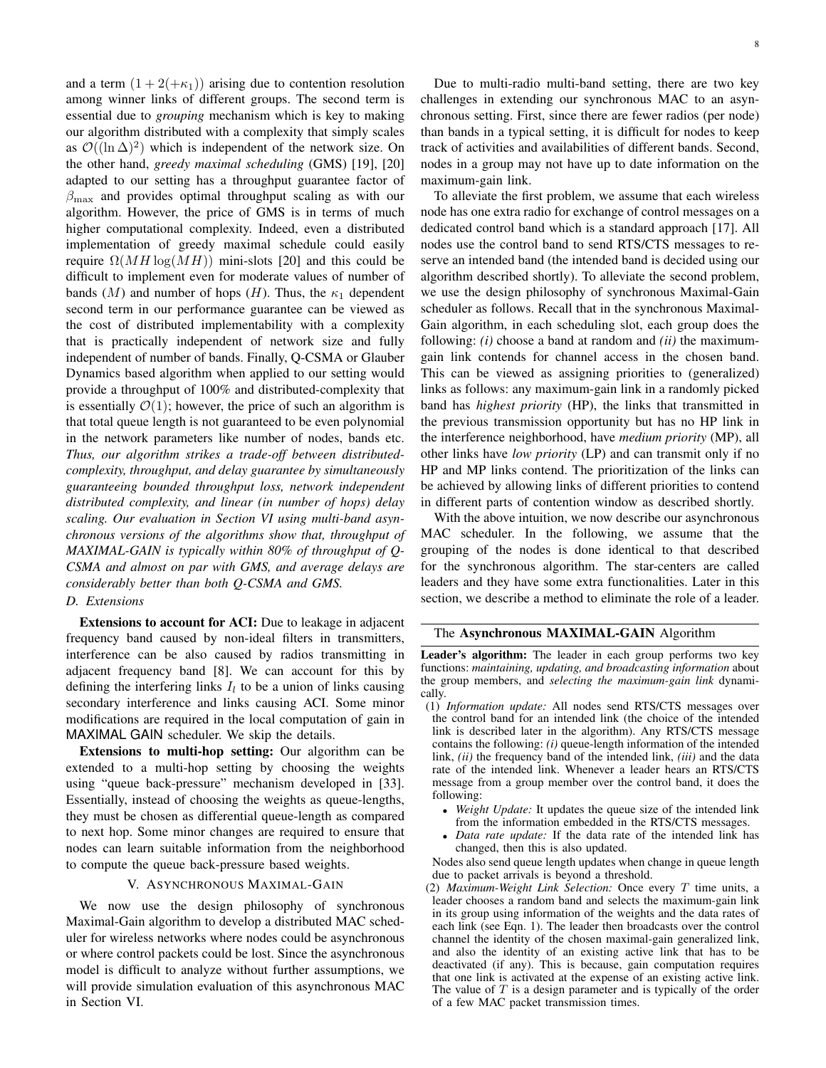and a term $(1 + 2(+\kappa_1))$ arising due to contention resolution among winner links of different groups. The second term is essential due to *grouping* mechanism which is key to making our algorithm distributed with a complexity that simply scales as $\mathcal{O}((\ln \Delta)^2)$ which is independent of the network size. On the other hand, *greedy maximal scheduling* (GMS) [19], [20] adapted to our setting has a throughput guarantee factor of $\beta_{\max}$ and provides optimal throughput scaling as with our algorithm. However, the price of GMS is in terms of much higher computational complexity. Indeed, even a distributed implementation of greedy maximal schedule could easily require $\Omega(MH \log(MH))$ mini-slots [20] and this could be difficult to implement even for moderate values of number of bands ($M$) and number of hops ($H$). Thus, the $\kappa_1$ dependent second term in our performance guarantee can be viewed as the cost of distributed implementability with a complexity that is practically independent of network size and fully independent of number of bands. Finally, Q-CSMA or Glauber Dynamics based algorithm when applied to our setting would provide a throughput of 100% and distributed-complexity that is essentially $\mathcal{O}(1)$; however, the price of such an algorithm is that total queue length is not guaranteed to be even polynomial in the network parameters like number of nodes, bands etc. *Thus, our algorithm strikes a trade-off between distributed-complexity, throughput, and delay guarantee by simultaneously guaranteeing bounded throughput loss, network independent distributed complexity, and linear (in number of hops) delay scaling. Our evaluation in Section VI using multi-band asynchronous versions of the algorithms show that, throughput of MAXIMAL-GAIN is typically within 80% of throughput of Q-CSMA and almost on par with GMS, and average delays are considerably better than both Q-CSMA and GMS.*

### D. Extensions

**Extensions to account for ACI:** Due to leakage in adjacent frequency band caused by non-ideal filters in transmitters, interference can be also caused by radios transmitting in adjacent frequency band [8]. We can account for this by defining the interfering links $I_l$ to be a union of links causing secondary interference and links causing ACI. Some minor modifications are required in the local computation of gain in MAXIMAL GAIN scheduler. We skip the details.

**Extensions to multi-hop setting:** Our algorithm can be extended to a multi-hop setting by choosing the weights using "queue back-pressure" mechanism developed in [33]. Essentially, instead of choosing the weights as queue-lengths, they must be chosen as differential queue-length as compared to next hop. Some minor changes are required to ensure that nodes can learn suitable information from the neighborhood to compute the queue back-pressure based weights.

## V. Asynchronous Maximal-Gain

We now use the design philosophy of synchronous Maximal-Gain algorithm to develop a distributed MAC scheduler for wireless networks where nodes could be asynchronous or where control packets could be lost. Since the asynchronous model is difficult to analyze without further assumptions, we will provide simulation evaluation of this asynchronous MAC in Section VI.

Due to multi-radio multi-band setting, there are two key challenges in extending our synchronous MAC to an asynchronous setting. First, since there are fewer radios (per node) than bands in a typical setting, it is difficult for nodes to keep track of activities and availabilities of different bands. Second, nodes in a group may not have up to date information on the maximum-gain link.

To alleviate the first problem, we assume that each wireless node has one extra radio for exchange of control messages on a dedicated control band which is a standard approach [17]. All nodes use the control band to send RTS/CTS messages to reserve an intended band (the intended band is decided using our algorithm described shortly). To alleviate the second problem, we use the design philosophy of synchronous Maximal-Gain scheduler as follows. Recall that in the synchronous Maximal-Gain algorithm, in each scheduling slot, each group does the following: *(i)* choose a band at random and *(ii)* the maximum-gain link contends for channel access in the chosen band. This can be viewed as assigning priorities to (generalized) links as follows: any maximum-gain link in a randomly picked band has *highest priority* (HP), the links that transmitted in the previous transmission opportunity but has no HP link in the interference neighborhood, have *medium priority* (MP), all other links have *low priority* (LP) and can transmit only if no HP and MP links contend. The prioritization of the links can be achieved by allowing links of different priorities to contend in different parts of contention window as described shortly.

With the above intuition, we now describe our asynchronous MAC scheduler. In the following, we assume that the grouping of the nodes is done identical to that described for the synchronous algorithm. The star-centers are called leaders and they have some extra functionalities. Later in this section, we describe a method to eliminate the role of a leader.

---

The **Asynchronous MAXIMAL-GAIN** Algorithm

---

**Leader's algorithm:** The leader in each group performs two key functions: *maintaining, updating, and broadcasting information* about the group members, and *selecting the maximum-gain link* dynamically.

(1) *Information update:* All nodes send RTS/CTS messages over the control band for an intended link (the choice of the intended link is described later in the algorithm). Any RTS/CTS message contains the following: *(i)* queue-length information of the intended link, *(ii)* the frequency band of the intended link, *(iii)* and the data rate of the intended link. Whenever a leader hears an RTS/CTS message from a group member over the control band, it does the following:
   - *Weight Update:* It updates the queue size of the intended link from the information embedded in the RTS/CTS messages.
   - *Data rate update:* If the data rate of the intended link has changed, then this is also updated.

   Nodes also send queue length updates when change in queue length due to packet arrivals is beyond a threshold.

(2) *Maximum-Weight Link Selection:* Once every $T$ time units, a leader chooses a random band and selects the maximum-gain link in its group using information of the weights and the data rates of each link (see Eqn. 1). The leader then broadcasts over the control channel the identity of the chosen maximal-gain generalized link, and also the identity of an existing active link that has to be deactivated (if any). This is because, gain computation requires that one link is activated at the expense of an existing active link. The value of $T$ is a design parameter and is typically of the order of a few MAC packet transmission times.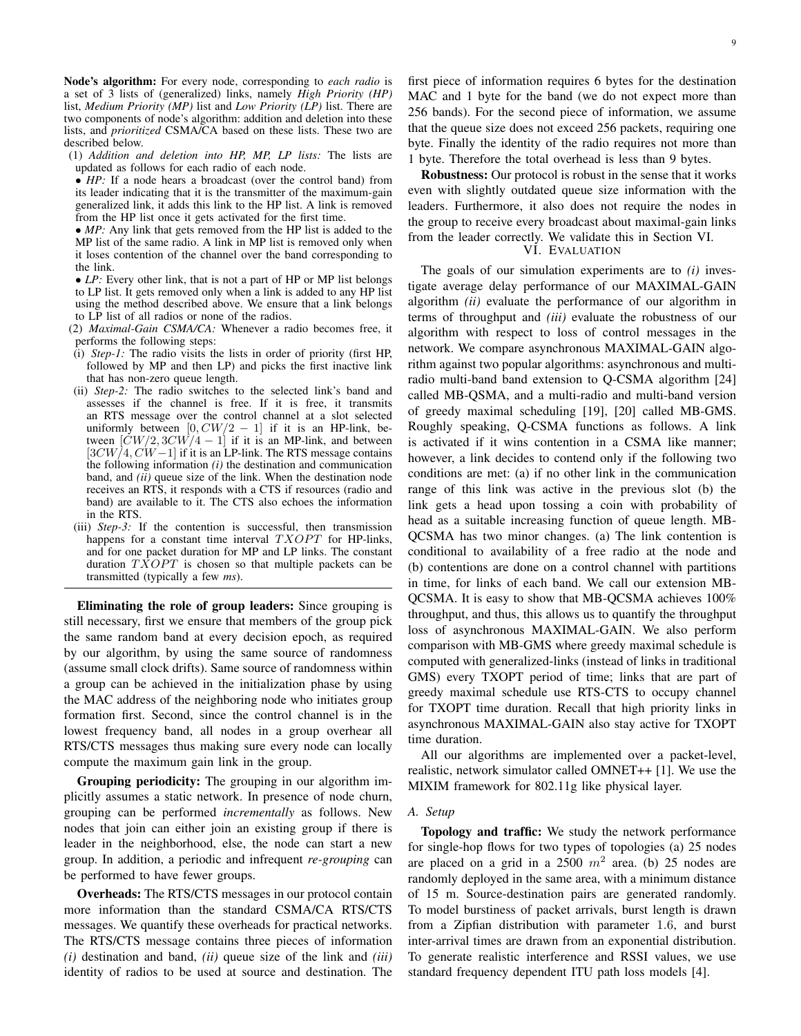**Node's algorithm:** For every node, corresponding to *each radio* is a set of 3 lists of (generalized) links, namely *High Priority (HP)* list, *Medium Priority (MP)* list and *Low Priority (LP)* list. There are two components of node's algorithm: addition and deletion into these lists, and *prioritized* CSMA/CA based on these lists. These two are described below.

(1) *Addition and deletion into HP, MP, LP lists:* The lists are updated as follows for each radio of each node.

- *HP:* If a node hears a broadcast (over the control band) from its leader indicating that it is the transmitter of the maximum-gain generalized link, it adds this link to the HP list. A link is removed from the HP list once it gets activated for the first time.
- *MP:* Any link that gets removed from the HP list is added to the MP list of the same radio. A link in MP list is removed only when it loses contention of the channel over the band corresponding to the link.
- *LP:* Every other link, that is not a part of HP or MP list belongs to LP list. It gets removed only when a link is added to any HP list using the method described above. We ensure that a link belongs to LP list of all radios or none of the radios.

(2) *Maximal-Gain CSMA/CA:* Whenever a radio becomes free, it performs the following steps:

(i) *Step-1:* The radio visits the lists in order of priority (first HP, followed by MP and then LP) and picks the first inactive link that has non-zero queue length.

(ii) *Step-2:* The radio switches to the selected link's band and assesses if the channel is free. If it is free, it transmits an RTS message over the control channel at a slot selected uniformly between $[0, CW/2 - 1]$ if it is an HP-link, between $[CW/2, 3CW/4 - 1]$ if it is an MP-link, and between $[3CW/4, CW-1]$ if it is an LP-link. The RTS message contains the following information *(i)* the destination and communication band, and *(ii)* queue size of the link. When the destination node receives an RTS, it responds with a CTS if resources (radio and band) are available to it. The CTS also echoes the information in the RTS.

(iii) *Step-3:* If the contention is successful, then transmission happens for a constant time interval $TXOPT$ for HP-links, and for one packet duration for MP and LP links. The constant duration $TXOPT$ is chosen so that multiple packets can be transmitted (typically a few *ms*).

**Eliminating the role of group leaders:** Since grouping is still necessary, first we ensure that members of the group pick the same random band at every decision epoch, as required by our algorithm, by using the same source of randomness (assume small clock drifts). Same source of randomness within a group can be achieved in the initialization phase by using the MAC address of the neighboring node who initiates group formation first. Second, since the control channel is in the lowest frequency band, all nodes in a group overhear all RTS/CTS messages thus making sure every node can locally compute the maximum gain link in the group.

**Grouping periodicity:** The grouping in our algorithm implicitly assumes a static network. In presence of node churn, grouping can be performed *incrementally* as follows. New nodes that join can either join an existing group if there is leader in the neighborhood, else, the node can start a new group. In addition, a periodic and infrequent *re-grouping* can be performed to have fewer groups.

**Overheads:** The RTS/CTS messages in our protocol contain more information than the standard CSMA/CA RTS/CTS messages. We quantify these overheads for practical networks. The RTS/CTS message contains three pieces of information *(i)* destination and band, *(ii)* queue size of the link and *(iii)* identity of radios to be used at source and destination. The first piece of information requires 6 bytes for the destination MAC and 1 byte for the band (we do not expect more than 256 bands). For the second piece of information, we assume that the queue size does not exceed 256 packets, requiring one byte. Finally the identity of the radio requires not more than 1 byte. Therefore the total overhead is less than 9 bytes.

**Robustness:** Our protocol is robust in the sense that it works even with slightly outdated queue size information with the leaders. Furthermore, it also does not require the nodes in the group to receive every broadcast about maximal-gain links from the leader correctly. We validate this in Section VI.

# VI. Evaluation

The goals of our simulation experiments are to *(i)* investigate average delay performance of our MAXIMAL-GAIN algorithm *(ii)* evaluate the performance of our algorithm in terms of throughput and *(iii)* evaluate the robustness of our algorithm with respect to loss of control messages in the network. We compare asynchronous MAXIMAL-GAIN algorithm against two popular algorithms: asynchronous and multi-radio multi-band band extension to Q-CSMA algorithm [24] called MB-QSMA, and a multi-radio and multi-band version of greedy maximal scheduling [19], [20] called MB-GMS. Roughly speaking, Q-CSMA functions as follows. A link is activated if it wins contention in a CSMA like manner; however, a link decides to contend only if the following two conditions are met: (a) if no other link in the communication range of this link was active in the previous slot (b) the link gets a head upon tossing a coin with probability of head as a suitable increasing function of queue length. MB-QCSMA has two minor changes. (a) The link contention is conditional to availability of a free radio at the node and (b) contentions are done on a control channel with partitions in time, for links of each band. We call our extension MB-QCSMA. It is easy to show that MB-QCSMA achieves 100% throughput, and thus, this allows us to quantify the throughput loss of asynchronous MAXIMAL-GAIN. We also perform comparison with MB-GMS where greedy maximal schedule is computed with generalized-links (instead of links in traditional GMS) every TXOPT period of time; links that are part of greedy maximal schedule use RTS-CTS to occupy channel for TXOPT time duration. Recall that high priority links in asynchronous MAXIMAL-GAIN also stay active for TXOPT time duration.

All our algorithms are implemented over a packet-level, realistic, network simulator called OMNET++ [1]. We use the MIXIM framework for 802.11g like physical layer.

## A. Setup

**Topology and traffic:** We study the network performance for single-hop flows for two types of topologies (a) 25 nodes are placed on a grid in a 2500 $m^2$ area. (b) 25 nodes are randomly deployed in the same area, with a minimum distance of 15 m. Source-destination pairs are generated randomly. To model burstiness of packet arrivals, burst length is drawn from a Zipfian distribution with parameter 1.6, and burst inter-arrival times are drawn from an exponential distribution. To generate realistic interference and RSSI values, we use standard frequency dependent ITU path loss models [4].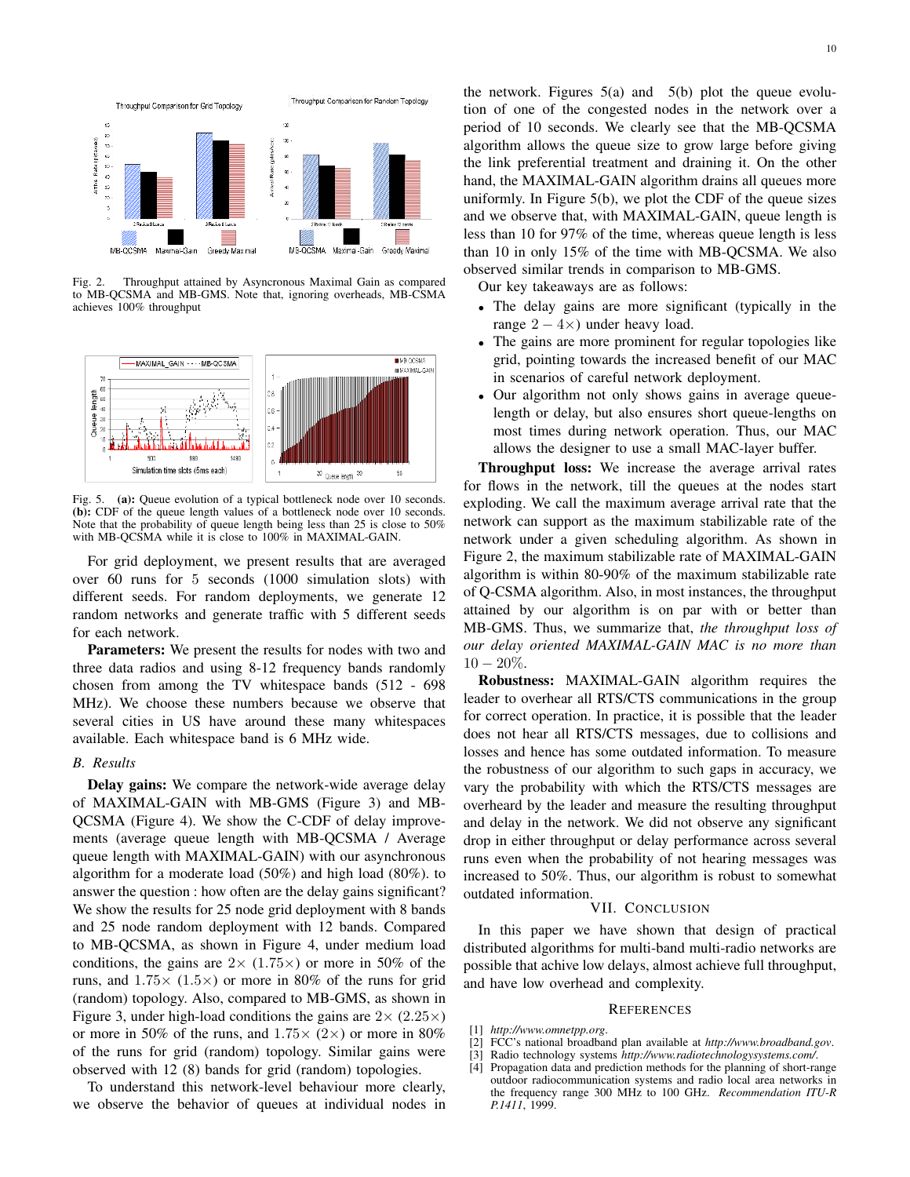Fig. 2. Throughput attained by Asyncronous Maximal Gain as compared to MB-QCSMA and MB-GMS. Note that, ignoring overheads, MB-CSMA achieves 100% throughput

Fig. 5. **(a):** Queue evolution of a typical bottleneck node over 10 seconds. **(b):** CDF of the queue length values of a bottleneck node over 10 seconds. Note that the probability of queue length being less than 25 is close to 50% with MB-QCSMA while it is close to 100% in MAXIMAL-GAIN.

For grid deployment, we present results that are averaged over 60 runs for 5 seconds (1000 simulation slots) with different seeds. For random deployments, we generate 12 random networks and generate traffic with 5 different seeds for each network.

**Parameters:** We present the results for nodes with two and three data radios and using 8-12 frequency bands randomly chosen from among the TV whitespace bands (512 - 698 MHz). We choose these numbers because we observe that several cities in US have around these many whitespaces available. Each whitespace band is 6 MHz wide.

### B. Results

**Delay gains:** We compare the network-wide average delay of MAXIMAL-GAIN with MB-GMS (Figure 3) and MB-QCSMA (Figure 4). We show the C-CDF of delay improvements (average queue length with MB-QCSMA / Average queue length with MAXIMAL-GAIN) with our asynchronous algorithm for a moderate load (50%) and high load (80%). to answer the question : how often are the delay gains significant? We show the results for 25 node grid deployment with 8 bands and 25 node random deployment with 12 bands. Compared to MB-QCSMA, as shown in Figure 4, under medium load conditions, the gains are $2\times$ $(1.75\times)$ or more in 50% of the runs, and $1.75\times$ $(1.5\times)$ or more in 80% of the runs for grid (random) topology. Also, compared to MB-GMS, as shown in Figure 3, under high-load conditions the gains are $2\times$ $(2.25\times)$ or more in 50% of the runs, and $1.75\times$ $(2\times)$ or more in 80% of the runs for grid (random) topology. Similar gains were observed with 12 (8) bands for grid (random) topologies.

To understand this network-level behaviour more clearly, we observe the behavior of queues at individual nodes in the network. Figures 5(a) and 5(b) plot the queue evolution of one of the congested nodes in the network over a period of 10 seconds. We clearly see that the MB-QCSMA algorithm allows the queue size to grow large before giving the link preferential treatment and draining it. On the other hand, the MAXIMAL-GAIN algorithm drains all queues more uniformly. In Figure 5(b), we plot the CDF of the queue sizes and we observe that, with MAXIMAL-GAIN, queue length is less than 10 for 97% of the time, whereas queue length is less than 10 in only 15% of the time with MB-QCSMA. We also observed similar trends in comparison to MB-GMS.

Our key takeaways are as follows:

- The delay gains are more significant (typically in the range $2-4\times$) under heavy load.
- The gains are more prominent for regular topologies like grid, pointing towards the increased benefit of our MAC in scenarios of careful network deployment.
- Our algorithm not only shows gains in average queue-length or delay, but also ensures short queue-lengths on most times during network operation. Thus, our MAC allows the designer to use a small MAC-layer buffer.

**Throughput loss:** We increase the average arrival rates for flows in the network, till the queues at the nodes start exploding. We call the maximum average arrival rate that the network can support as the maximum stabilizable rate of the network under a given scheduling algorithm. As shown in Figure 2, the maximum stabilizable rate of MAXIMAL-GAIN algorithm is within 80-90% of the maximum stabilizable rate of Q-CSMA algorithm. Also, in most instances, the throughput attained by our algorithm is on par with or better than MB-GMS. Thus, we summarize that, *the throughput loss of our delay oriented MAXIMAL-GAIN MAC is no more than* $10-20\%$.

**Robustness:** MAXIMAL-GAIN algorithm requires the leader to overhear all RTS/CTS communications in the group for correct operation. In practice, it is possible that the leader does not hear all RTS/CTS messages, due to collisions and losses and hence has some outdated information. To measure the robustness of our algorithm to such gaps in accuracy, we vary the probability with which the RTS/CTS messages are overheard by the leader and measure the resulting throughput and delay in the network. We did not observe any significant drop in either throughput or delay performance across several runs even when the probability of not hearing messages was increased to 50%. Thus, our algorithm is robust to somewhat outdated information.

## VII. Conclusion

In this paper we have shown that design of practical distributed algorithms for multi-band multi-radio networks are possible that achive low delays, almost achieve full throughput, and have low overhead and complexity.

## References

[1] *http://www.omnetpp.org*.
[2] FCC's national broadband plan available at *http://www.broadband.gov*.
[3] Radio technology systems *http://www.radiotechnologysystems.com/*.
[4] Propagation data and prediction methods for the planning of short-range outdoor radiocommunication systems and radio local area networks in the frequency range 300 MHz to 100 GHz. *Recommendation ITU-R P.1411*, 1999.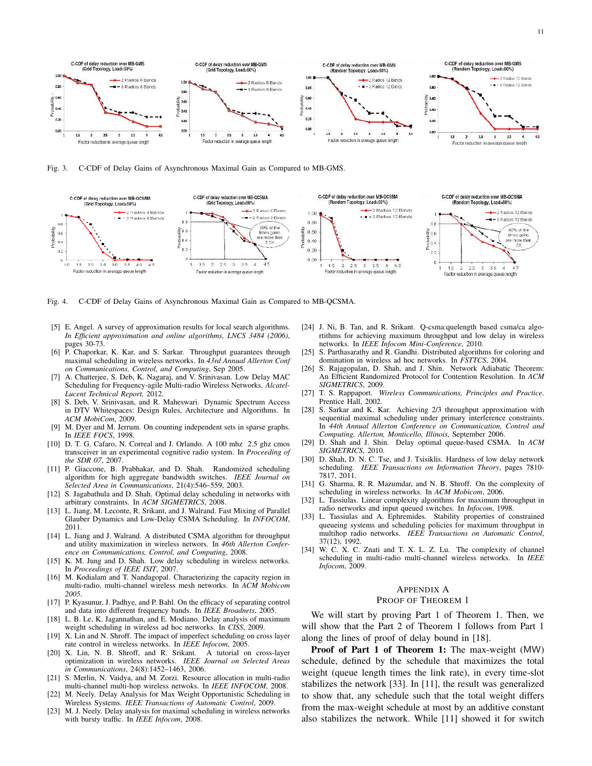Fig. 3. C-CDF of Delay Gains of Asynchronous Maximal Gain as Compared to MB-GMS.

Fig. 4. C-CDF of Delay Gains of Asynchronous Maximal Gain as Compared to MB-QCSMA.

[5] E. Angel. A survey of approximation results for local search algorithms. *In Efficient approximation and online algorithms, LNCS 3484 (2006)*, pages 30-73.

[6] P. Chaporkar, K. Kar, and S. Sarkar. Throughput guarantees through maximal scheduling in wireless networks. In *43rd Annual Allerton Conf on Communications, Control, and Computing*, Sep 2005.

[7] A. Chatterjee, S. Deb, K. Nagaraj, and V. Srinivasan. Low Delay MAC Scheduling for Frequency-agile Multi-radio Wireless Networks. *Alcatel-Lucent Technical Report,* 2012.

[8] S. Deb, V. Srinivasan, and R. Maheswari. Dynamic Spectrum Access in DTV Whitespaces: Design Rules, Architecture and Algorithms. In *ACM MobiCom*, 2009.

[9] M. Dyer and M. Jerrum. On counting independent sets in sparse graphs. In *IEEE FOCS*, 1998.

[10] D. T. G. Cafaro, N. Correal and J. Orlando. A 100 mhz 2.5 ghz cmos transceiver in an experimental cognitive radio system. In *Proceeding of the SDR 07*, 2007.

[11] P. Giaccone, B. Prabhakar, and D. Shah. Randomized scheduling algorithm for high aggregate bandwidth switches. *IEEE Journal on Selected Area in Communications*, 21(4):546–559, 2003.

[12] S. Jagabathula and D. Shah. Optimal delay scheduling in networks with arbitrary constraints. In *ACM SIGMETRICS*, 2008.

[13] L. Jiang, M. Leconte, R. Srikant, and J. Walrand. Fast Mixing of Parallel Glauber Dynamics and Low-Delay CSMA Scheduling. In *INFOCOM*, 2011.

[14] L. Jiang and J. Walrand. A distributed CSMA algorithm for throughput and utility maximization in wireless networs. In *46th Allerton Conference on Communications, Control, and Computing*, 2008.

[15] K. M. Jung and D. Shah. Low delay scheduling in wireless networks. In *Proceedings of IEEE ISIT*, 2007.

[16] M. Kodialam and T. Nandagopal. Characterizing the capacity region in multi-radio, multi-channel wireless mesh networks. In *ACM Mobicom 2005*.

[17] P. Kyasunur, J. Padhye, and P. Bahl. On the efficacy of separating control and data into different frequency bands. In *IEEE Broadnets*, 2005.

[18] L. B. Le, K. Jagannathan, and E. Modiano. Delay analysis of maximum weight scheduling in wireless ad hoc networks. In *CISS*, 2009.

[19] X. Lin and N. Shroff. The impact of imperfect scheduling on cross layer rate control in wireless networks. In *IEEE Infocom*, 2005.

[20] X. Lin, N. B. Shroff, and R. Srikant. A tutorial on cross-layer optimization in wireless networks. *IEEE Journal on Selected Areas in Communications*, 24(8):1452–1463, 2006.

[21] S. Merlin, N. Vaidya, and M. Zorzi. Resource allocation in multi-radio multi-channel multi-hop wireless netwoks. In *IEEE INFOCOM*, 2008.

[22] M. Neely. Delay Analysis for Max Weight Opportunistic Scheduling in Wireless Systems. *IEEE Transactions of Automatic Control*, 2009.

[23] M. J. Neely. Delay analysis for maximal scheduling in wireless networks with bursty traffic. In *IEEE Infocom*, 2008.

[24] J. Ni, B. Tan, and R. Srikant. Q-csma:quelength based csma/ca algorithms for achieving maximum throughput and low delay in wireless networks. In *IEEE Infocom Mini-Conference*, 2010.

[25] S. Parthasarathy and R. Gandhi. Distributed algorithms for coloring and domination in wireless ad hoc networks. In *FSTTCS*, 2004.

[26] S. Rajagopalan, D. Shah, and J. Shin. Network Adiabatic Theorem: An Efficient Randomized Protocol for Contention Resolution. In *ACM SIGMETRICS*, 2009.

[27] T. S. Rappaport. *Wireless Communications, Principles and Practice*. Prentice Hall, 2002.

[28] S. Sarkar and K. Kar. Achieving 2/3 throughput approximation with sequential maximal scheduling under primary interference constraints. In *44th Annual Allerton Conference on Communication, Control and Computing, Allerton, Monticello, Illinois*, September 2006.

[29] D. Shah and J. Shin. Delay optimal queue-based CSMA. In *ACM SIGMETRICS*, 2010.

[30] D. Shah, D. N. C. Tse, and J. Tsisiklis. Hardness of low delay network scheduling. *IEEE Transactions on Information Theory*, pages 7810-7817, 2011.

[31] G. Sharma, R. R. Mazumdar, and N. B. Shroff. On the complexity of scheduling in wireless networks. In *ACM Mobicom*, 2006.

[32] L. Tassiulas. Linear complexity algorithms for maximum throughput in radio networks and input queued switches. In *Infocom*, 1998.

[33] L. Tassiulas and A. Ephremides. Stability properties of constrained queueing systems and scheduling policies for maximum throughput in multihop radio networks. *IEEE Transactions on Automatic Control*, 37(12), 1992.

[34] W. C. X. C. Znati and T. X. L. Z. Lu. The complexity of channel scheduling in multi-radio multi-channel wireless networks. In *IEEE Infocom*, 2009.

## Appendix A
## Proof of Theorem 1

We will start by proving Part 1 of Theorem 1. Then, we will show that the Part 2 of Theorem 1 follows from Part 1 along the lines of proof of delay bound in [18].

**Proof of Part 1 of Theorem 1:** The max-weight (MW) schedule, defined by the schedule that maximizes the total weight (queue length times the link rate), in every time-slot stabilizes the network [33]. In [11], the result was generalized to show that, any schedule such that the total weight differs from the max-weight schedule at most by an additive constant also stabilizes the network. While [11] showed it for switch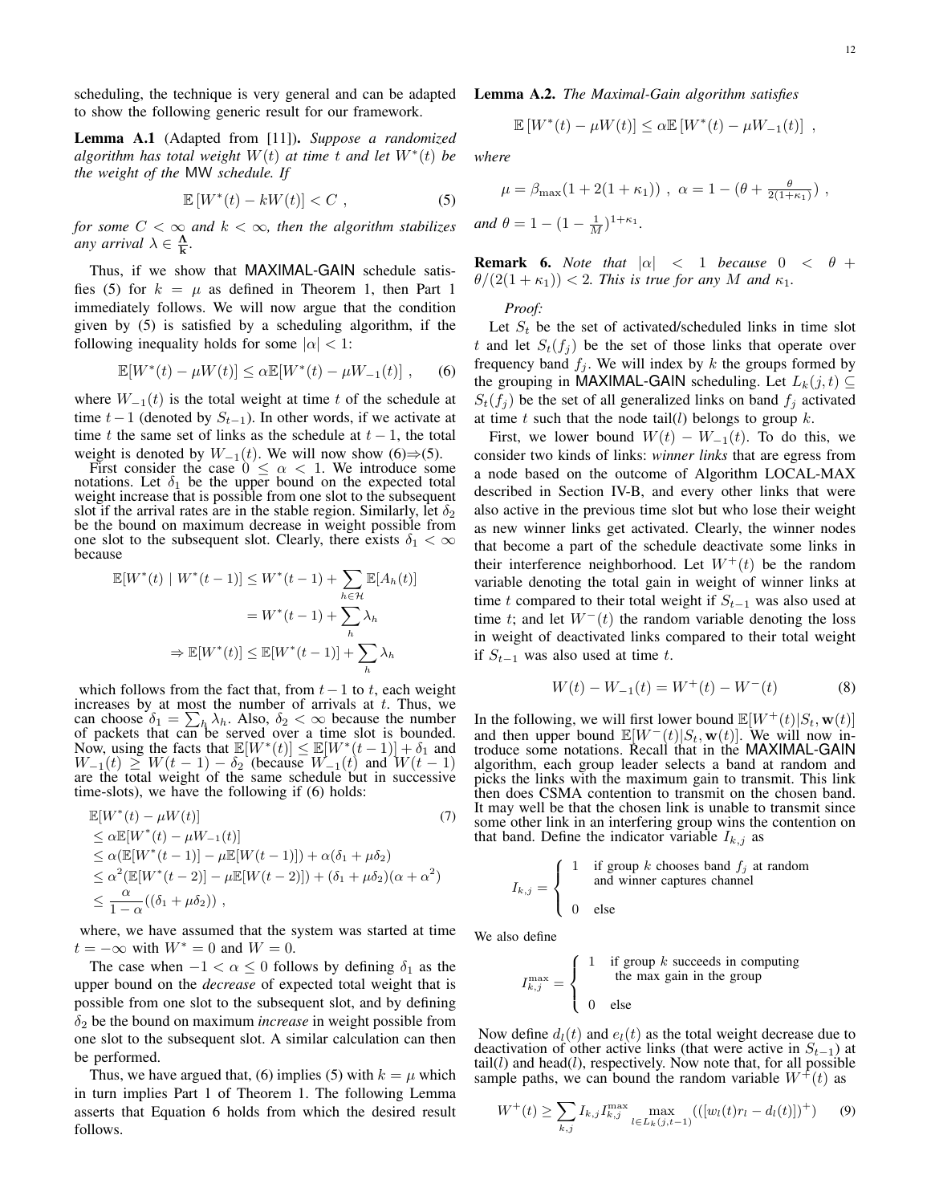scheduling, the technique is very general and can be adapted to show the following generic result for our framework.

**Lemma A.1** (Adapted from [11])**.** *Suppose a randomized algorithm has total weight $W(t)$ at time $t$ and let $W^*(t)$ be the weight of the* MW *schedule. If*

$$\mathbb{E}\left[W^*(t) - kW(t)\right] < C \ , \tag{5}$$

*for some $C < \infty$ and $k < \infty$, then the algorithm stabilizes any arrival $\lambda \in \frac{\mathbf{\Lambda}}{\mathbf{k}}$.*

Thus, if we show that MAXIMAL-GAIN schedule satisfies (5) for $k = \mu$ as defined in Theorem 1, then Part 1 immediately follows. We will now argue that the condition given by (5) is satisfied by a scheduling algorithm, if the following inequality holds for some $|\alpha| < 1$:

$$\mathbb{E}[W^*(t) - \mu W(t)] \leq \alpha \mathbb{E}[W^*(t) - \mu W_{-1}(t)] \ , \tag{6}$$

where $W_{-1}(t)$ is the total weight at time $t$ of the schedule at time $t-1$ (denoted by $S_{t-1}$). In other words, if we activate at time $t$ the same set of links as the schedule at $t-1$, the total weight is denoted by $W_{-1}(t)$. We will now show (6)⇒(5).

First consider the case $0 \leq \alpha < 1$. We introduce some notations. Let $\delta_1$ be the upper bound on the expected total weight increase that is possible from one slot to the subsequent slot if the arrival rates are in the stable region. Similarly, let $\delta_2$ be the bound on maximum decrease in weight possible from one slot to the subsequent slot. Clearly, there exists $\delta_1 < \infty$ because

$$\begin{aligned}
\mathbb{E}[W^*(t) \mid W^*(t-1)] &\leq W^*(t-1) + \sum_{h \in \mathcal{H}} \mathbb{E}[A_h(t)] \\
&= W^*(t-1) + \sum_h \lambda_h \\
\Rightarrow \mathbb{E}[W^*(t)] &\leq \mathbb{E}[W^*(t-1)] + \sum_h \lambda_h
\end{aligned}$$

which follows from the fact that, from $t-1$ to $t$, each weight increases by at most the number of arrivals at $t$. Thus, we can choose $\delta_1 = \sum_h \lambda_h$. Also, $\delta_2 < \infty$ because the number of packets that can be served over a time slot is bounded. Now, using the facts that $\mathbb{E}[W^*(t)] \leq \mathbb{E}[W^*(t-1)] + \delta_1$ and $W_{-1}(t) \geq W(t-1) - \delta_2$ (because $W_{-1}(t)$ and $W(t-1)$ are the total weight of the same schedule but in successive time-slots), we have the following if (6) holds:

$$\begin{aligned}
&\mathbb{E}[W^*(t) - \mu W(t)] \qquad\qquad (7)\\
&\leq \alpha \mathbb{E}[W^*(t) - \mu W_{-1}(t)] \\
&\leq \alpha(\mathbb{E}[W^*(t-1)] - \mu \mathbb{E}[W(t-1)]) + \alpha(\delta_1 + \mu\delta_2) \\
&\leq \alpha^2(\mathbb{E}[W^*(t-2)] - \mu \mathbb{E}[W(t-2)]) + (\delta_1 + \mu\delta_2)(\alpha + \alpha^2) \\
&\leq \frac{\alpha}{1-\alpha}((\delta_1 + \mu\delta_2)) \ ,
\end{aligned}$$

where, we have assumed that the system was started at time $t = -\infty$ with $W^* = 0$ and $W = 0$.

The case when $-1 < \alpha \leq 0$ follows by defining $\delta_1$ as the upper bound on the *decrease* of expected total weight that is possible from one slot to the subsequent slot, and by defining $\delta_2$ be the bound on maximum *increase* in weight possible from one slot to the subsequent slot. A similar calculation can then be performed.

Thus, we have argued that, (6) implies (5) with $k = \mu$ which in turn implies Part 1 of Theorem 1. The following Lemma asserts that Equation 6 holds from which the desired result follows.

**Lemma A.2.** *The Maximal-Gain algorithm satisfies*

$$\mathbb{E}\left[W^*(t) - \mu W(t)\right] \leq \alpha \mathbb{E}\left[W^*(t) - \mu W_{-1}(t)\right] \ ,$$

*where*

$$\mu = \beta_{\max}(1 + 2(1+\kappa_1)) \ , \ \alpha = 1 - (\theta + \tfrac{\theta}{2(1+\kappa_1)}) \ ,$$

*and $\theta = 1 - (1 - \frac{1}{M})^{1+\kappa_1}$.*

**Remark 6.** *Note that $|\alpha| < 1$ because $0 < \theta + \theta/(2(1+\kappa_1)) < 2$. This is true for any $M$ and $\kappa_1$.*

*Proof:*

Let $S_t$ be the set of activated/scheduled links in time slot $t$ and let $S_t(f_j)$ be the set of those links that operate over frequency band $f_j$. We will index by $k$ the groups formed by the grouping in MAXIMAL-GAIN scheduling. Let $L_k(j,t) \subseteq S_t(f_j)$ be the set of all generalized links on band $f_j$ activated at time $t$ such that the node tail($l$) belongs to group $k$.

First, we lower bound $W(t) - W_{-1}(t)$. To do this, we consider two kinds of links: *winner links* that are egress from a node based on the outcome of Algorithm LOCAL-MAX described in Section IV-B, and every other links that were also active in the previous time slot but who lose their weight as new winner links get activated. Clearly, the winner nodes that become a part of the schedule deactivate some links in their interference neighborhood. Let $W^+(t)$ be the random variable denoting the total gain in weight of winner links at time $t$ compared to their total weight if $S_{t-1}$ was also used at time $t$; and let $W^-(t)$ the random variable denoting the loss in weight of deactivated links compared to their total weight if $S_{t-1}$ was also used at time $t$.

$$W(t) - W_{-1}(t) = W^+(t) - W^-(t) \tag{8}$$

In the following, we will first lower bound $\mathbb{E}[W^+(t)|S_t, \mathbf{w}(t)]$ and then upper bound $\mathbb{E}[W^-(t)|S_t, \mathbf{w}(t)]$. We will now introduce some notations. Recall that in the MAXIMAL-GAIN algorithm, each group leader selects a band at random and picks the links with the maximum gain to transmit. This link then does CSMA contention to transmit on the chosen band. It may well be that the chosen link is unable to transmit since some other link in an interfering group wins the contention on that band. Define the indicator variable $I_{k,j}$ as

$$I_{k,j} = \begin{cases} 1 & \text{if group } k \text{ chooses band } f_j \text{ at random} \\ & \text{and winner captures channel} \\ 0 & \text{else} \end{cases}$$

We also define

$$I_{k,j}^{\max} = \begin{cases} 1 & \text{if group } k \text{ succeeds in computing} \\ & \text{the max gain in the group} \\ 0 & \text{else} \end{cases}$$

Now define $d_l(t)$ and $e_l(t)$ as the total weight decrease due to deactivation of other active links (that were active in $S_{t-1}$) at tail($l$) and head($l$), respectively. Now note that, for all possible sample paths, we can bound the random variable $W^+(t)$ as

$$W^+(t) \geq \sum_{k,j} I_{k,j} I_{k,j}^{\max} \max_{l \in L_k(j,t-1)} (([w_l(t) r_l - d_l(t)])^+) \tag{9}$$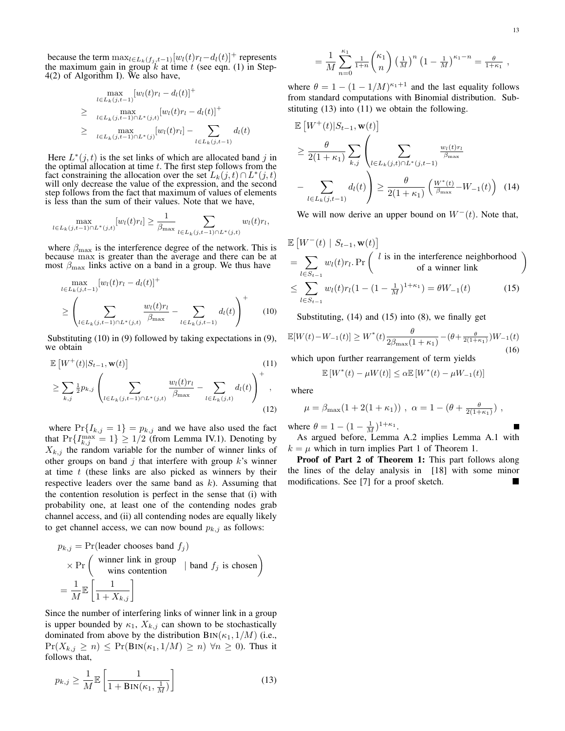because the term $\max_{l\in L_k(f_j,t-1)}[w_l(t)r_l - d_l(t)]^+$ represents the maximum gain in group $k$ at time $t$ (see eqn. (1) in Step-4(2) of Algorithm I). We also have,

$$
\begin{aligned}
& \max_{l\in L_k(j,t-1)}[w_l(t)r_l - d_l(t)]^+ \\
\geq \; & \max_{l\in L_k(j,t-1)\cap L^*(j,t)}[w_l(t)r_l - d_l(t)]^+ \\
\geq \; & \max_{l\in L_k(j,t-1)\cap L^*(j)}[w_l(t)r_l] - \sum_{l\in L_k(j,t-1)} d_l(t)
\end{aligned}
$$

Here $L^*(j,t)$ is the set links of which are allocated band $j$ in the optimal allocation at time $t$. The first step follows from the fact constraining the allocation over the set $L_k(j,t)\cap L^*(j,t)$ will only decrease the value of the expression, and the second step follows from the fact that maximum of values of elements is less than the sum of their values. Note that we have,

$$
\max_{l\in L_k(j,t-1)\cap L^*(j,t)}[w_l(t)r_l] \geq \frac{1}{\beta_{\max}} \sum_{l\in L_k(j,t-1)\cap L^*(j,t)} w_l(t)r_l,
$$

where $\beta_{\max}$ is the interference degree of the network. This is because max is greater than the average and there can be at most $\beta_{\max}$ links active on a band in a group. We thus have

$$
\begin{aligned}
& \max_{l\in L_k(j,t-1)}[w_l(t)r_l - d_l(t)]^+ \\
& \geq \left( \sum_{l\in L_k(j,t-1)\cap L^*(j,t)} \frac{w_l(t)r_l}{\beta_{\max}} - \sum_{l\in L_k(j,t-1)} d_l(t) \right)^+ \qquad (10)
\end{aligned}
$$

Substituting (10) in (9) followed by taking expectations in (9), we obtain

$$
\begin{aligned}
& \mathbb{E}\left[W^+(t)|S_{t-1}, \mathbf{w}(t)\right] \qquad (11) \\
& \geq \sum_{k,j} \tfrac{1}{2} p_{k,j} \left( \sum_{l\in L_k(j,t-1)\cap L^*(j,t)} \frac{w_l(t)r_l}{\beta_{\max}} - \sum_{l\in L_k(j,t)} d_l(t) \right)^+, \qquad (12)
\end{aligned}
$$

where $\Pr\{I_{k,j} = 1\} = p_{k,j}$ and we have also used the fact that $\Pr\{I_{k,j}^{\max} = 1\} \geq 1/2$ (from Lemma IV.1). Denoting by $X_{k,j}$ the random variable for the number of winner links of other groups on band $j$ that interfere with group $k$'s winner at time $t$ (these links are also picked as winners by their respective leaders over the same band as $k$). Assuming that the contention resolution is perfect in the sense that (i) with probability one, at least one of the contending nodes grab channel access, and (ii) all contending nodes are equally likely to get channel access, we can now bound $p_{k,j}$ as follows:

$$
\begin{aligned}
p_{k,j} &= \Pr(\text{leader chooses band } f_j) \\
& \quad \times \Pr\left( \begin{array}{c}\text{winner link in group} \\ \text{wins contention}\end{array} \mid \text{band } f_j \text{ is chosen} \right) \\
&= \frac{1}{M}\mathbb{E}\left[\frac{1}{1+X_{k,j}}\right]
\end{aligned}
$$

Since the number of interfering links of winner link in a group is upper bounded by $\kappa_1$, $X_{k,j}$ can shown to be stochastically dominated from above by the distribution $\text{BIN}(\kappa_1, 1/M)$ (i.e., $\Pr(X_{k,j} \geq n) \leq \Pr(\text{BIN}(\kappa_1, 1/M) \geq n) \; \forall n \geq 0$). Thus it follows that,

$$
p_{k,j} \geq \frac{1}{M}\mathbb{E}\left[\frac{1}{1+\text{BIN}(\kappa_1, \frac{1}{M})}\right] \qquad (13)
$$

$$
= \frac{1}{M}\sum_{n=0}^{\kappa_1} \tfrac{1}{1+n}\binom{\kappa_1}{n}\left(\tfrac{1}{M}\right)^n\left(1-\tfrac{1}{M}\right)^{\kappa_1-n} = \tfrac{\theta}{1+\kappa_1},
$$

where $\theta = 1-(1-1/M)^{\kappa_1+1}$ and the last equality follows from standard computations with Binomial distribution. Substituting (13) into (11) we obtain the following.

$$
\begin{aligned}
& \mathbb{E}\left[W^+(t)|S_{t-1}, \mathbf{w}(t)\right] \\
& \geq \frac{\theta}{2(1+\kappa_1)} \sum_{k,j} \left( \sum_{l\in L_k(j,t)\cap L^*(j,t-1)} \tfrac{w_l(t)r_l}{\beta_{\max}} \right. \\
& \quad \left. - \sum_{l\in L_k(j,t-1)} d_l(t) \right) \geq \frac{\theta}{2(1+\kappa_1)}\left(\tfrac{W^*(t)}{\beta_{\max}} - W_{-1}(t)\right) \quad (14)
\end{aligned}
$$

We will now derive an upper bound on $W^-(t)$. Note that,

$$
\begin{aligned}
& \mathbb{E}\left[W^-(t) \mid S_{t-1}, \mathbf{w}(t)\right] \\
& = \sum_{l\in S_{t-1}} w_l(t)r_l . \Pr\left( \begin{array}{c} l \text{ is in the interference neighborhood} \\ \text{of a winner link}\end{array}\right) \\
& \leq \sum_{l\in S_{t-1}} w_l(t)r_l(1-(1-\tfrac{1}{M})^{1+\kappa_1}) = \theta W_{-1}(t) \qquad (15)
\end{aligned}
$$

Substituting, (14) and (15) into (8), we finally get

$$
\mathbb{E}[W(t) - W_{-1}(t)] \geq W^*(t)\frac{\theta}{2\beta_{\max}(1+\kappa_1)} - (\theta + \tfrac{\theta}{2(1+\kappa_1)})W_{-1}(t) \qquad (16)
$$

which upon further rearrangement of term yields

$$
\mathbb{E}\left[W^*(t) - \mu W(t)\right] \leq \alpha \mathbb{E}\left[W^*(t) - \mu W_{-1}(t)\right]
$$

where

$$
\mu = \beta_{\max}(1 + 2(1+\kappa_1)) \; , \; \alpha = 1 - (\theta + \tfrac{\theta}{2(1+\kappa_1)}) \; ,
$$

where $\theta = 1 - (1-\frac{1}{M})^{1+\kappa_1}$. ■

As argued before, Lemma A.2 implies Lemma A.1 with $k = \mu$ which in turn implies Part 1 of Theorem 1.

**Proof of Part 2 of Theorem 1:** This part follows along the lines of the delay analysis in [18] with some minor modifications. See [7] for a proof sketch. ■